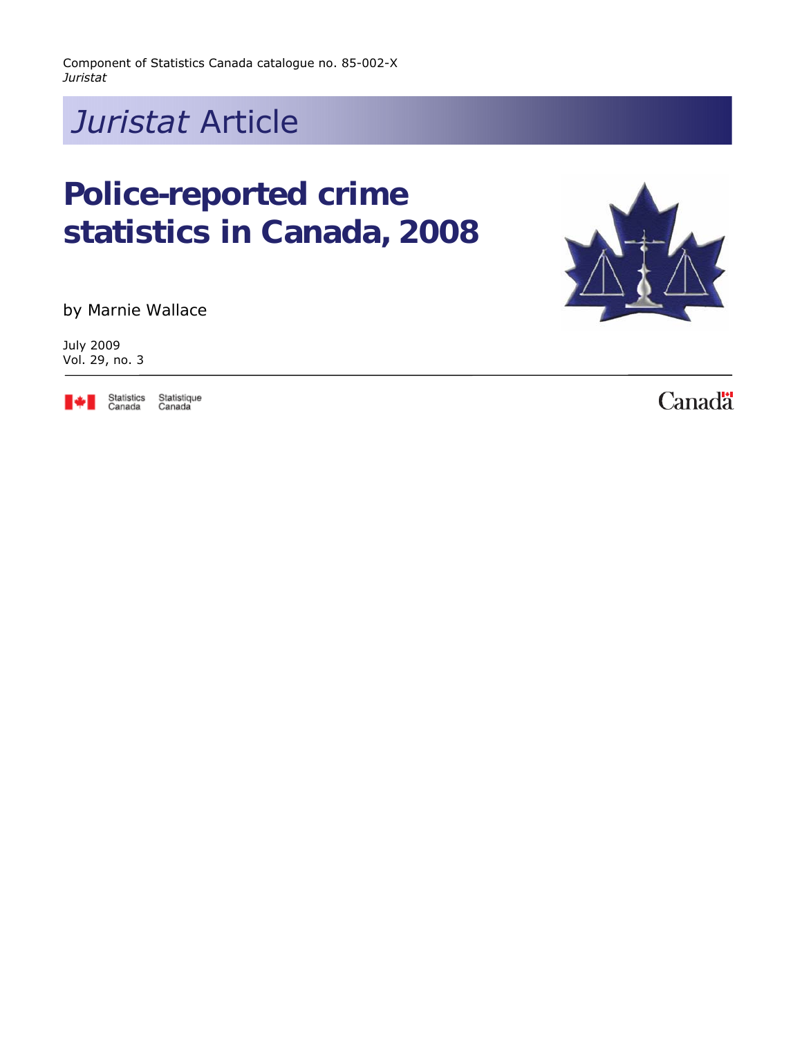Component of Statistics Canada catalogue no. 85-002-X
*Juristat*

*Juristat* Article

# Police-reported crime statistics in Canada, 2008

by Marnie Wallace

July 2009
Vol. 29, no. 3

Statistics Canada Statistique Canada

Canada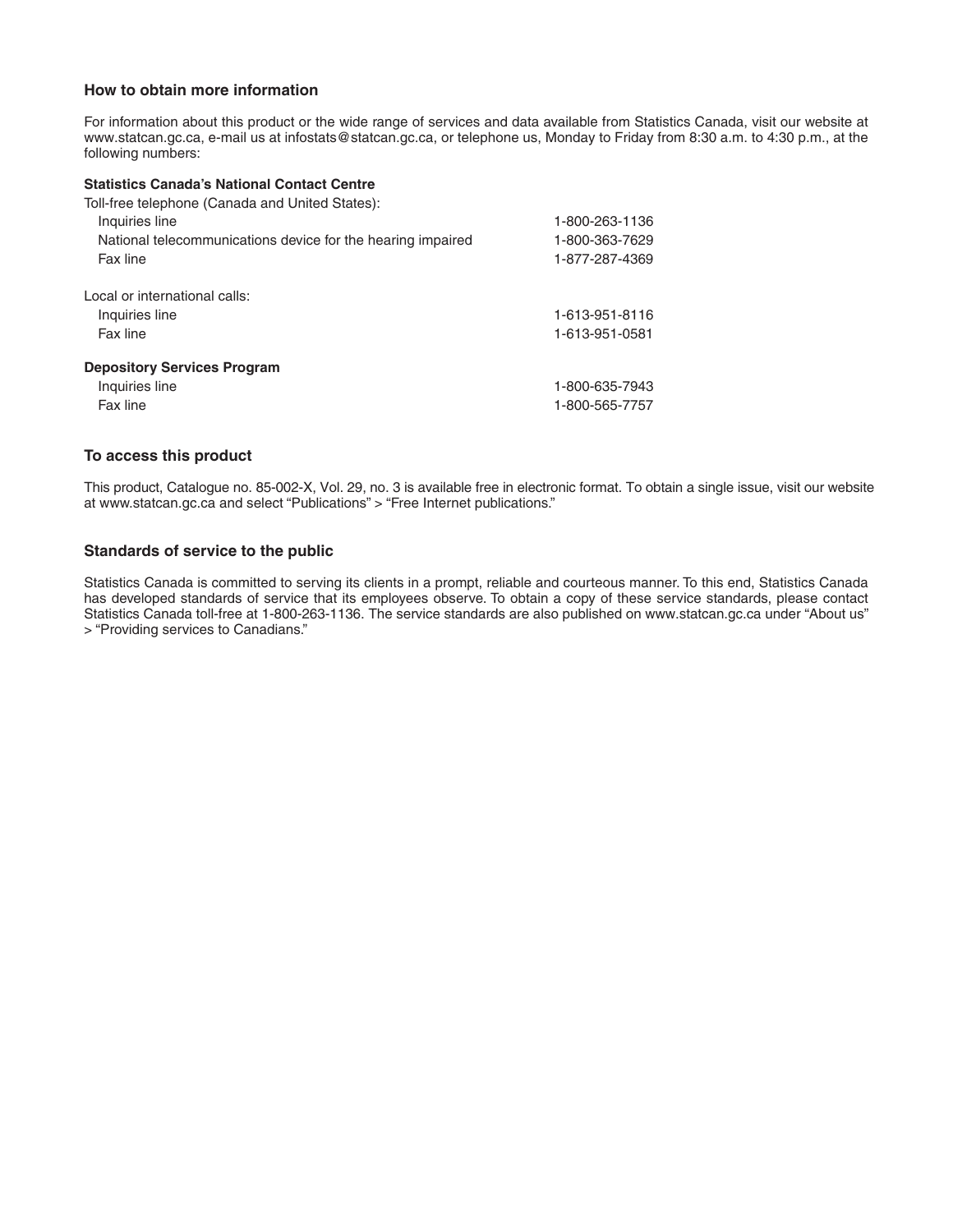### How to obtain more information

For information about this product or the wide range of services and data available from Statistics Canada, visit our website at www.statcan.gc.ca, e-mail us at infostats@statcan.gc.ca, or telephone us, Monday to Friday from 8:30 a.m. to 4:30 p.m., at the following numbers:

**Statistics Canada's National Contact Centre**

| | |
|---|---|
| Toll-free telephone (Canada and United States): | |
| Inquiries line | 1-800-263-1136 |
| National telecommunications device for the hearing impaired | 1-800-363-7629 |
| Fax line | 1-877-287-4369 |
| | |
| Local or international calls: | |
| Inquiries line | 1-613-951-8116 |
| Fax line | 1-613-951-0581 |

**Depository Services Program**

| | |
|---|---|
| Inquiries line | 1-800-635-7943 |
| Fax line | 1-800-565-7757 |

### To access this product

This product, Catalogue no. 85-002-X, Vol. 29, no. 3 is available free in electronic format. To obtain a single issue, visit our website at www.statcan.gc.ca and select "Publications" > "Free Internet publications."

### Standards of service to the public

Statistics Canada is committed to serving its clients in a prompt, reliable and courteous manner. To this end, Statistics Canada has developed standards of service that its employees observe. To obtain a copy of these service standards, please contact Statistics Canada toll-free at 1-800-263-1136. The service standards are also published on www.statcan.gc.ca under "About us" > "Providing services to Canadians."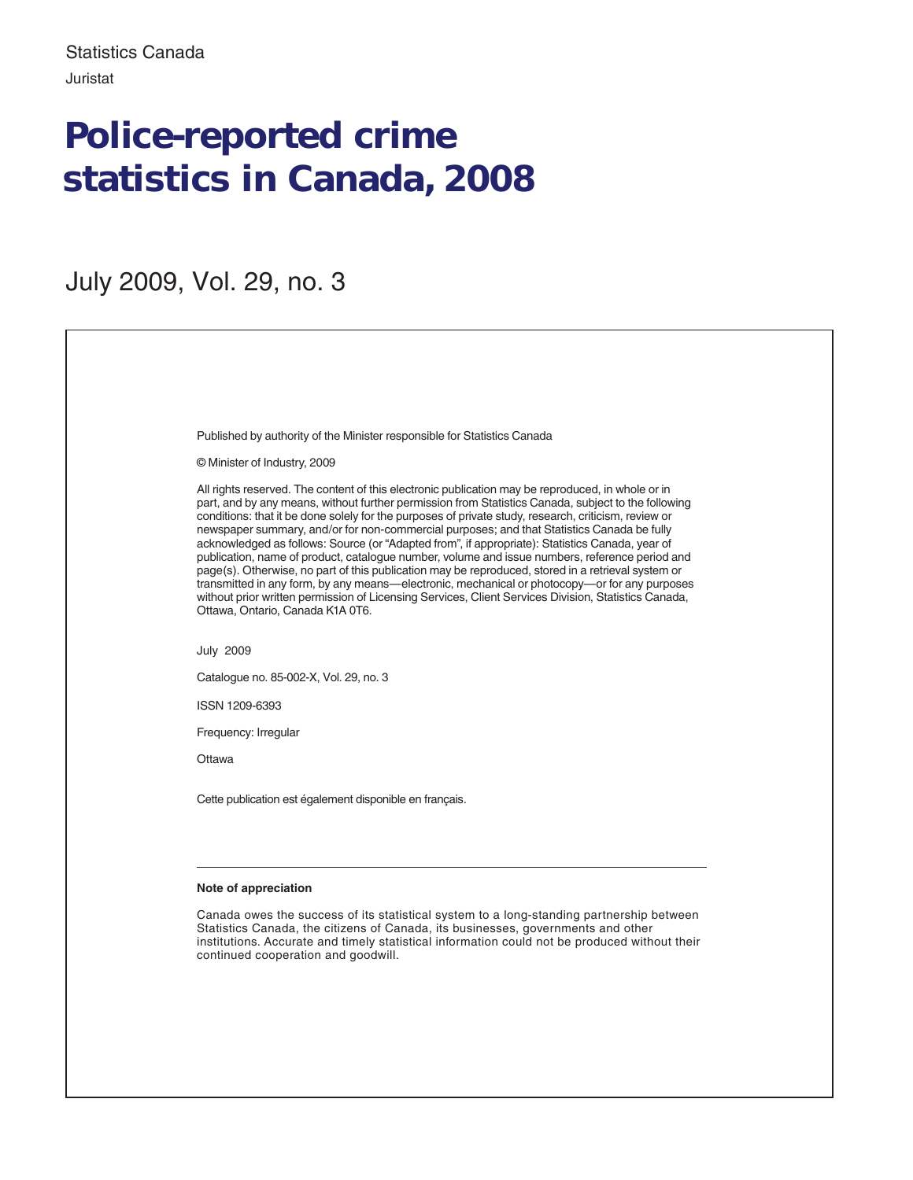Statistics Canada

Juristat

# Police-reported crime statistics in Canada, 2008

July 2009, Vol. 29, no. 3

Published by authority of the Minister responsible for Statistics Canada

© Minister of Industry, 2009

All rights reserved. The content of this electronic publication may be reproduced, in whole or in part, and by any means, without further permission from Statistics Canada, subject to the following conditions: that it be done solely for the purposes of private study, research, criticism, review or newspaper summary, and/or for non-commercial purposes; and that Statistics Canada be fully acknowledged as follows: Source (or "Adapted from", if appropriate): Statistics Canada, year of publication, name of product, catalogue number, volume and issue numbers, reference period and page(s). Otherwise, no part of this publication may be reproduced, stored in a retrieval system or transmitted in any form, by any means—electronic, mechanical or photocopy—or for any purposes without prior written permission of Licensing Services, Client Services Division, Statistics Canada, Ottawa, Ontario, Canada K1A 0T6.

July 2009

Catalogue no. 85-002-X, Vol. 29, no. 3

ISSN 1209-6393

Frequency: Irregular

Ottawa

Cette publication est également disponible en français.

**Note of appreciation**

Canada owes the success of its statistical system to a long-standing partnership between Statistics Canada, the citizens of Canada, its businesses, governments and other institutions. Accurate and timely statistical information could not be produced without their continued cooperation and goodwill.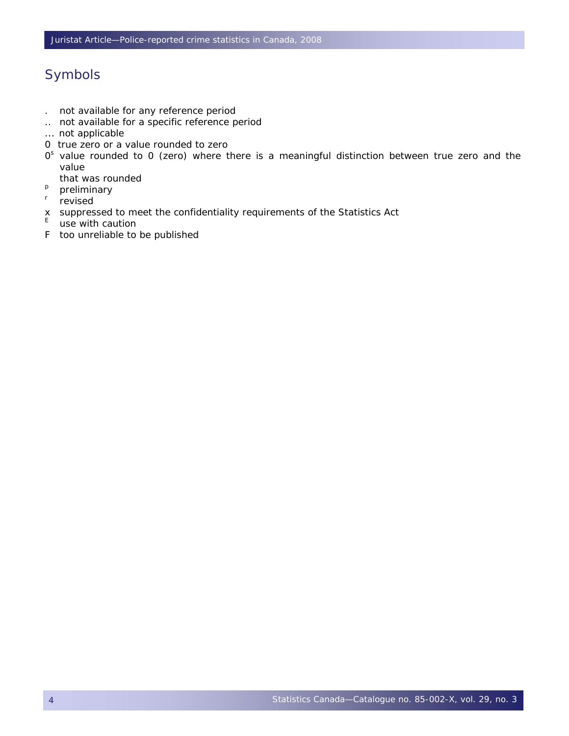## Symbols

. not available for any reference period
.. not available for a specific reference period
... not applicable
0 true zero or a value rounded to zero
$0^s$ value rounded to 0 (zero) where there is a meaningful distinction between true zero and the value that was rounded
$^p$ preliminary
$^r$ revised
x suppressed to meet the confidentiality requirements of the Statistics Act
$^E$ use with caution
F too unreliable to be published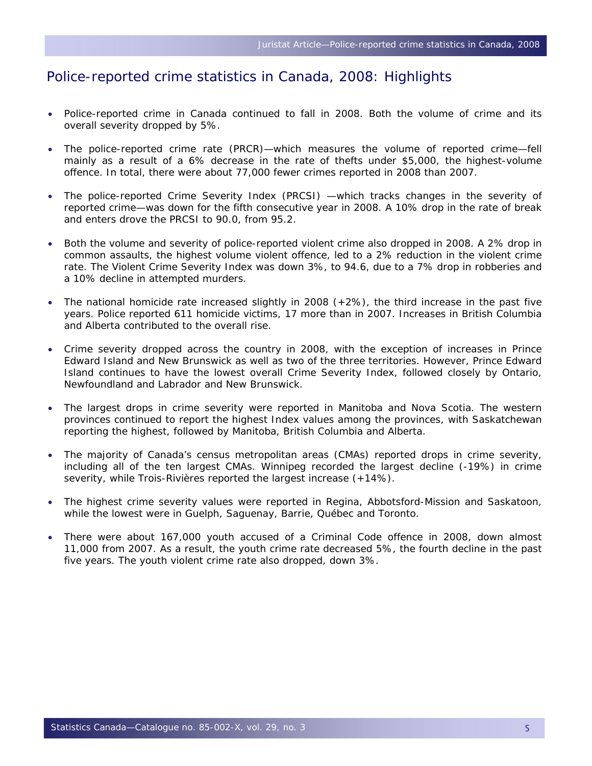# Police-reported crime statistics in Canada, 2008: Highlights

- Police-reported crime in Canada continued to fall in 2008. Both the volume of crime and its overall severity dropped by 5%.
- The police-reported crime rate (PRCR)—which measures the volume of reported crime—fell mainly as a result of a 6% decrease in the rate of thefts under $5,000, the highest-volume offence. In total, there were about 77,000 fewer crimes reported in 2008 than 2007.
- The police-reported Crime Severity Index (PRCSI) —which tracks changes in the severity of reported crime—was down for the fifth consecutive year in 2008. A 10% drop in the rate of break and enters drove the PRCSI to 90.0, from 95.2.
- Both the volume and severity of police-reported violent crime also dropped in 2008. A 2% drop in common assaults, the highest volume violent offence, led to a 2% reduction in the violent crime rate. The Violent Crime Severity Index was down 3%, to 94.6, due to a 7% drop in robberies and a 10% decline in attempted murders.
- The national homicide rate increased slightly in 2008 (+2%), the third increase in the past five years. Police reported 611 homicide victims, 17 more than in 2007. Increases in British Columbia and Alberta contributed to the overall rise.
- Crime severity dropped across the country in 2008, with the exception of increases in Prince Edward Island and New Brunswick as well as two of the three territories. However, Prince Edward Island continues to have the lowest overall Crime Severity Index, followed closely by Ontario, Newfoundland and Labrador and New Brunswick.
- The largest drops in crime severity were reported in Manitoba and Nova Scotia. The western provinces continued to report the highest Index values among the provinces, with Saskatchewan reporting the highest, followed by Manitoba, British Columbia and Alberta.
- The majority of Canada's census metropolitan areas (CMAs) reported drops in crime severity, including all of the ten largest CMAs. Winnipeg recorded the largest decline (-19%) in crime severity, while Trois-Rivières reported the largest increase (+14%).
- The highest crime severity values were reported in Regina, Abbotsford-Mission and Saskatoon, while the lowest were in Guelph, Saguenay, Barrie, Québec and Toronto.
- There were about 167,000 youth accused of a Criminal Code offence in 2008, down almost 11,000 from 2007. As a result, the youth crime rate decreased 5%, the fourth decline in the past five years. The youth violent crime rate also dropped, down 3%.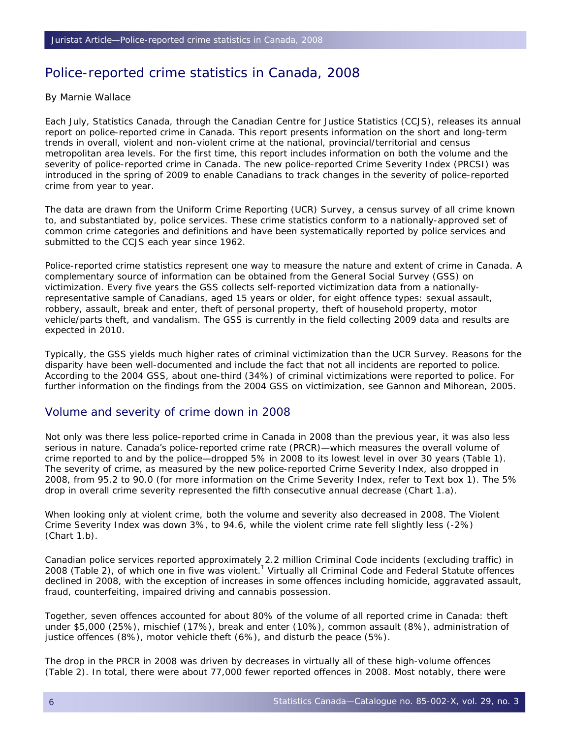# Police-reported crime statistics in Canada, 2008

By Marnie Wallace

Each July, Statistics Canada, through the Canadian Centre for Justice Statistics (CCJS), releases its annual report on police-reported crime in Canada. This report presents information on the short and long-term trends in overall, violent and non-violent crime at the national, provincial/territorial and census metropolitan area levels. For the first time, this report includes information on both the volume and the severity of police-reported crime in Canada. The new police-reported Crime Severity Index (PRCSI) was introduced in the spring of 2009 to enable Canadians to track changes in the severity of police-reported crime from year to year.

The data are drawn from the Uniform Crime Reporting (UCR) Survey, a census survey of all crime known to, and substantiated by, police services. These crime statistics conform to a nationally-approved set of common crime categories and definitions and have been systematically reported by police services and submitted to the CCJS each year since 1962.

Police-reported crime statistics represent one way to measure the nature and extent of crime in Canada. A complementary source of information can be obtained from the General Social Survey (GSS) on victimization. Every five years the GSS collects self-reported victimization data from a nationally-representative sample of Canadians, aged 15 years or older, for eight offence types: sexual assault, robbery, assault, break and enter, theft of personal property, theft of household property, motor vehicle/parts theft, and vandalism. The GSS is currently in the field collecting 2009 data and results are expected in 2010.

Typically, the GSS yields much higher rates of criminal victimization than the UCR Survey. Reasons for the disparity have been well-documented and include the fact that not all incidents are reported to police. According to the 2004 GSS, about one-third (34%) of criminal victimizations were reported to police. For further information on the findings from the 2004 GSS on victimization, see Gannon and Mihorean, 2005.

## Volume and severity of crime down in 2008

Not only was there less police-reported crime in Canada in 2008 than the previous year, it was also less serious in nature. Canada's police-reported crime rate (PRCR)—which measures the overall volume of crime reported to and by the police—dropped 5% in 2008 to its lowest level in over 30 years (Table 1). The severity of crime, as measured by the new police-reported Crime Severity Index, also dropped in 2008, from 95.2 to 90.0 (for more information on the Crime Severity Index, refer to Text box 1). The 5% drop in overall crime severity represented the fifth consecutive annual decrease (Chart 1.a).

When looking only at violent crime, both the volume and severity also decreased in 2008. The Violent Crime Severity Index was down 3%, to 94.6, while the violent crime rate fell slightly less (-2%) (Chart 1.b).

Canadian police services reported approximately 2.2 million Criminal Code incidents (excluding traffic) in 2008 (Table 2), of which one in five was violent.[1] Virtually all Criminal Code and Federal Statute offences declined in 2008, with the exception of increases in some offences including homicide, aggravated assault, fraud, counterfeiting, impaired driving and cannabis possession.

Together, seven offences accounted for about 80% of the volume of all reported crime in Canada: theft under $5,000 (25%), mischief (17%), break and enter (10%), common assault (8%), administration of justice offences (8%), motor vehicle theft (6%), and disturb the peace (5%).

The drop in the PRCR in 2008 was driven by decreases in virtually all of these high-volume offences (Table 2). In total, there were about 77,000 fewer reported offences in 2008. Most notably, there were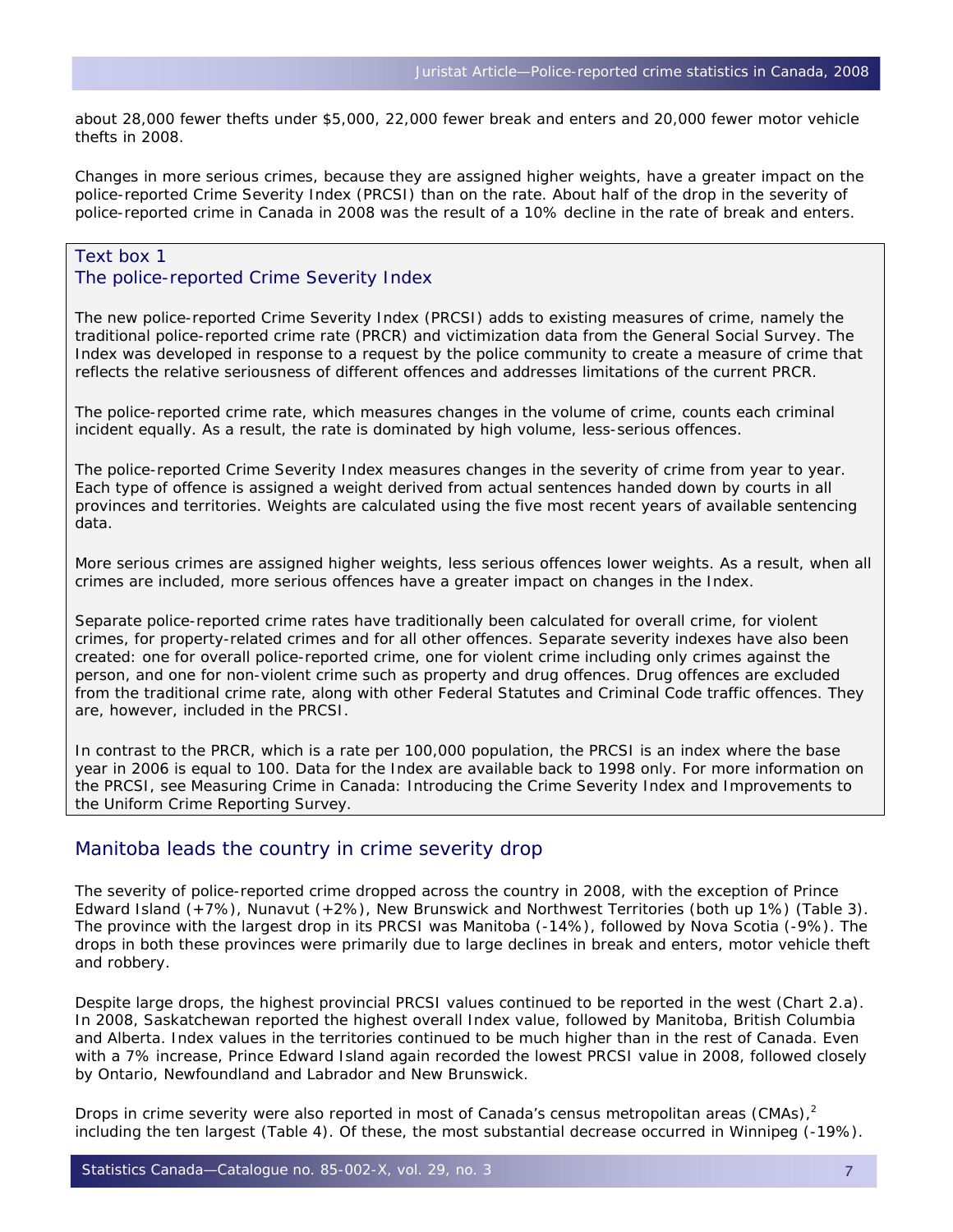about 28,000 fewer thefts under $5,000, 22,000 fewer break and enters and 20,000 fewer motor vehicle thefts in 2008.

Changes in more serious crimes, because they are assigned higher weights, have a greater impact on the police-reported Crime Severity Index (PRCSI) than on the rate. About half of the drop in the severity of police-reported crime in Canada in 2008 was the result of a 10% decline in the rate of break and enters.

### Text box 1
### The police-reported Crime Severity Index

The new police-reported Crime Severity Index (PRCSI) adds to existing measures of crime, namely the traditional police-reported crime rate (PRCR) and victimization data from the General Social Survey. The Index was developed in response to a request by the police community to create a measure of crime that reflects the relative seriousness of different offences and addresses limitations of the current PRCR.

The police-reported crime rate, which measures changes in the volume of crime, counts each criminal incident equally. As a result, the rate is dominated by high volume, less-serious offences.

The police-reported Crime Severity Index measures changes in the severity of crime from year to year. Each type of offence is assigned a weight derived from actual sentences handed down by courts in all provinces and territories. Weights are calculated using the five most recent years of available sentencing data.

More serious crimes are assigned higher weights, less serious offences lower weights. As a result, when all crimes are included, more serious offences have a greater impact on changes in the Index.

Separate police-reported crime rates have traditionally been calculated for overall crime, for violent crimes, for property-related crimes and for all other offences. Separate severity indexes have also been created: one for overall police-reported crime, one for violent crime including only crimes against the person, and one for non-violent crime such as property and drug offences. Drug offences are excluded from the traditional crime rate, along with other Federal Statutes and Criminal Code traffic offences. They are, however, included in the PRCSI.

In contrast to the PRCR, which is a rate per 100,000 population, the PRCSI is an index where the base year in 2006 is equal to 100. Data for the Index are available back to 1998 only. For more information on the PRCSI, see Measuring Crime in Canada: Introducing the Crime Severity Index and Improvements to the Uniform Crime Reporting Survey.

## Manitoba leads the country in crime severity drop

The severity of police-reported crime dropped across the country in 2008, with the exception of Prince Edward Island (+7%), Nunavut (+2%), New Brunswick and Northwest Territories (both up 1%) (Table 3). The province with the largest drop in its PRCSI was Manitoba (-14%), followed by Nova Scotia (-9%). The drops in both these provinces were primarily due to large declines in break and enters, motor vehicle theft and robbery.

Despite large drops, the highest provincial PRCSI values continued to be reported in the west (Chart 2.a). In 2008, Saskatchewan reported the highest overall Index value, followed by Manitoba, British Columbia and Alberta. Index values in the territories continued to be much higher than in the rest of Canada. Even with a 7% increase, Prince Edward Island again recorded the lowest PRCSI value in 2008, followed closely by Ontario, Newfoundland and Labrador and New Brunswick.

Drops in crime severity were also reported in most of Canada's census metropolitan areas (CMAs),[2] including the ten largest (Table 4). Of these, the most substantial decrease occurred in Winnipeg (-19%).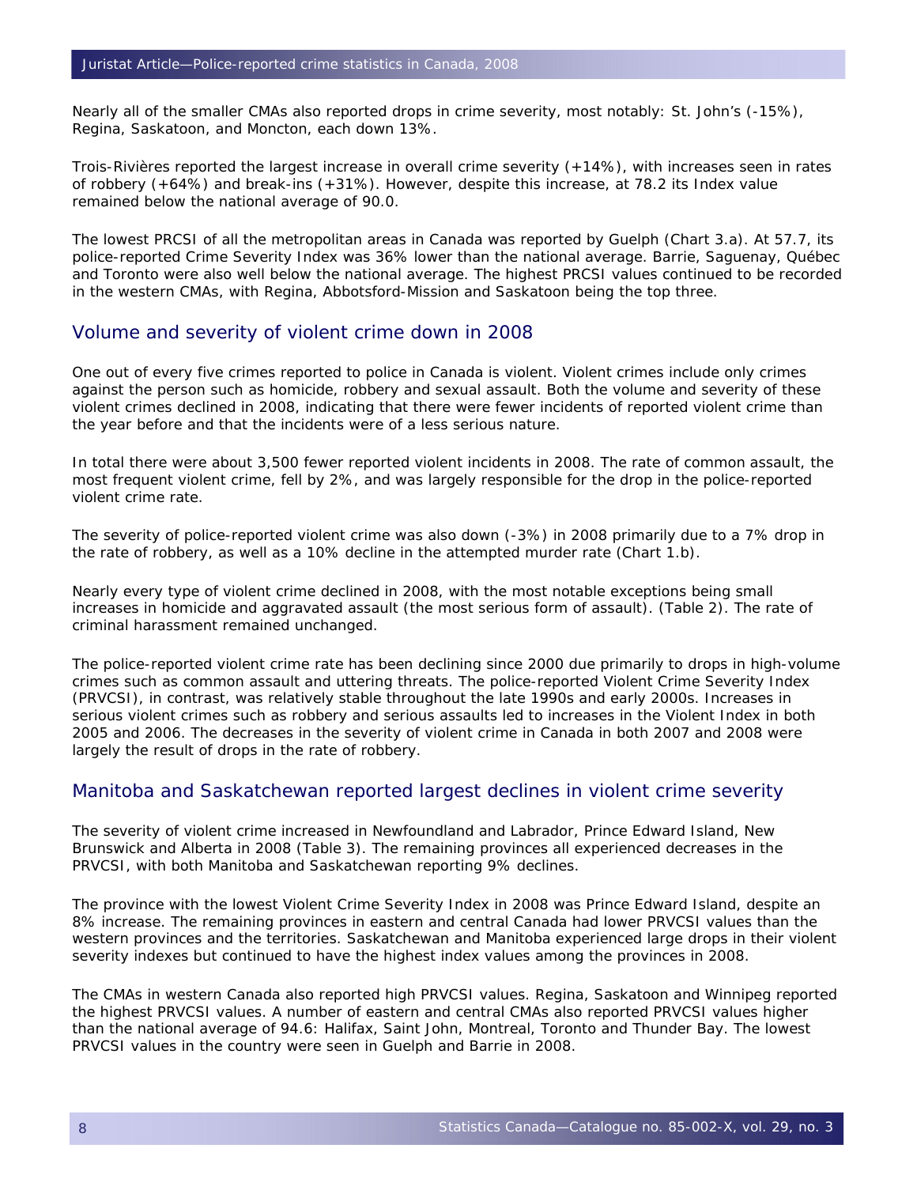Nearly all of the smaller CMAs also reported drops in crime severity, most notably: St. John's (-15%), Regina, Saskatoon, and Moncton, each down 13%.

Trois-Rivières reported the largest increase in overall crime severity (+14%), with increases seen in rates of robbery (+64%) and break-ins (+31%). However, despite this increase, at 78.2 its Index value remained below the national average of 90.0.

The lowest PRCSI of all the metropolitan areas in Canada was reported by Guelph (Chart 3.a). At 57.7, its police-reported Crime Severity Index was 36% lower than the national average. Barrie, Saguenay, Québec and Toronto were also well below the national average. The highest PRCSI values continued to be recorded in the western CMAs, with Regina, Abbotsford-Mission and Saskatoon being the top three.

## Volume and severity of violent crime down in 2008

One out of every five crimes reported to police in Canada is violent. Violent crimes include only crimes against the person such as homicide, robbery and sexual assault. Both the volume and severity of these violent crimes declined in 2008, indicating that there were fewer incidents of reported violent crime than the year before and that the incidents were of a less serious nature.

In total there were about 3,500 fewer reported violent incidents in 2008. The rate of common assault, the most frequent violent crime, fell by 2%, and was largely responsible for the drop in the police-reported violent crime rate.

The severity of police-reported violent crime was also down (-3%) in 2008 primarily due to a 7% drop in the rate of robbery, as well as a 10% decline in the attempted murder rate (Chart 1.b).

Nearly every type of violent crime declined in 2008, with the most notable exceptions being small increases in homicide and aggravated assault (the most serious form of assault). (Table 2). The rate of criminal harassment remained unchanged.

The police-reported violent crime rate has been declining since 2000 due primarily to drops in high-volume crimes such as common assault and uttering threats. The police-reported Violent Crime Severity Index (PRVCSI), in contrast, was relatively stable throughout the late 1990s and early 2000s. Increases in serious violent crimes such as robbery and serious assaults led to increases in the Violent Index in both 2005 and 2006. The decreases in the severity of violent crime in Canada in both 2007 and 2008 were largely the result of drops in the rate of robbery.

## Manitoba and Saskatchewan reported largest declines in violent crime severity

The severity of violent crime increased in Newfoundland and Labrador, Prince Edward Island, New Brunswick and Alberta in 2008 (Table 3). The remaining provinces all experienced decreases in the PRVCSI, with both Manitoba and Saskatchewan reporting 9% declines.

The province with the lowest Violent Crime Severity Index in 2008 was Prince Edward Island, despite an 8% increase. The remaining provinces in eastern and central Canada had lower PRVCSI values than the western provinces and the territories. Saskatchewan and Manitoba experienced large drops in their violent severity indexes but continued to have the highest index values among the provinces in 2008.

The CMAs in western Canada also reported high PRVCSI values. Regina, Saskatoon and Winnipeg reported the highest PRVCSI values. A number of eastern and central CMAs also reported PRVCSI values higher than the national average of 94.6: Halifax, Saint John, Montreal, Toronto and Thunder Bay. The lowest PRVCSI values in the country were seen in Guelph and Barrie in 2008.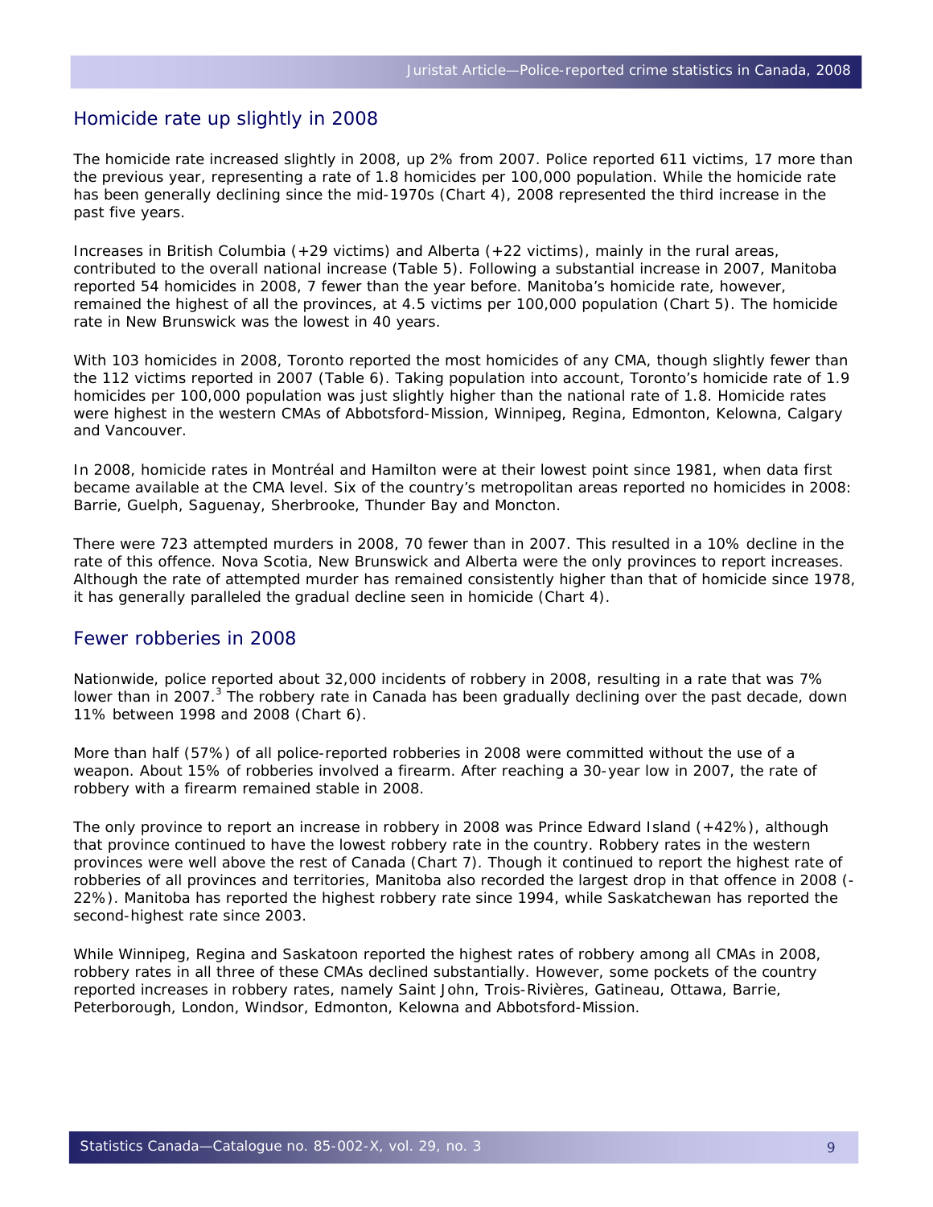## Homicide rate up slightly in 2008

The homicide rate increased slightly in 2008, up 2% from 2007. Police reported 611 victims, 17 more than the previous year, representing a rate of 1.8 homicides per 100,000 population. While the homicide rate has been generally declining since the mid-1970s (Chart 4), 2008 represented the third increase in the past five years.

Increases in British Columbia (+29 victims) and Alberta (+22 victims), mainly in the rural areas, contributed to the overall national increase (Table 5). Following a substantial increase in 2007, Manitoba reported 54 homicides in 2008, 7 fewer than the year before. Manitoba's homicide rate, however, remained the highest of all the provinces, at 4.5 victims per 100,000 population (Chart 5). The homicide rate in New Brunswick was the lowest in 40 years.

With 103 homicides in 2008, Toronto reported the most homicides of any CMA, though slightly fewer than the 112 victims reported in 2007 (Table 6). Taking population into account, Toronto's homicide rate of 1.9 homicides per 100,000 population was just slightly higher than the national rate of 1.8. Homicide rates were highest in the western CMAs of Abbotsford-Mission, Winnipeg, Regina, Edmonton, Kelowna, Calgary and Vancouver.

In 2008, homicide rates in Montréal and Hamilton were at their lowest point since 1981, when data first became available at the CMA level. Six of the country's metropolitan areas reported no homicides in 2008: Barrie, Guelph, Saguenay, Sherbrooke, Thunder Bay and Moncton.

There were 723 attempted murders in 2008, 70 fewer than in 2007. This resulted in a 10% decline in the rate of this offence. Nova Scotia, New Brunswick and Alberta were the only provinces to report increases. Although the rate of attempted murder has remained consistently higher than that of homicide since 1978, it has generally paralleled the gradual decline seen in homicide (Chart 4).

## Fewer robberies in 2008

Nationwide, police reported about 32,000 incidents of robbery in 2008, resulting in a rate that was 7% lower than in 2007.[3] The robbery rate in Canada has been gradually declining over the past decade, down 11% between 1998 and 2008 (Chart 6).

More than half (57%) of all police-reported robberies in 2008 were committed without the use of a weapon. About 15% of robberies involved a firearm. After reaching a 30-year low in 2007, the rate of robbery with a firearm remained stable in 2008.

The only province to report an increase in robbery in 2008 was Prince Edward Island (+42%), although that province continued to have the lowest robbery rate in the country. Robbery rates in the western provinces were well above the rest of Canada (Chart 7). Though it continued to report the highest rate of robberies of all provinces and territories, Manitoba also recorded the largest drop in that offence in 2008 (-22%). Manitoba has reported the highest robbery rate since 1994, while Saskatchewan has reported the second-highest rate since 2003.

While Winnipeg, Regina and Saskatoon reported the highest rates of robbery among all CMAs in 2008, robbery rates in all three of these CMAs declined substantially. However, some pockets of the country reported increases in robbery rates, namely Saint John, Trois-Rivières, Gatineau, Ottawa, Barrie, Peterborough, London, Windsor, Edmonton, Kelowna and Abbotsford-Mission.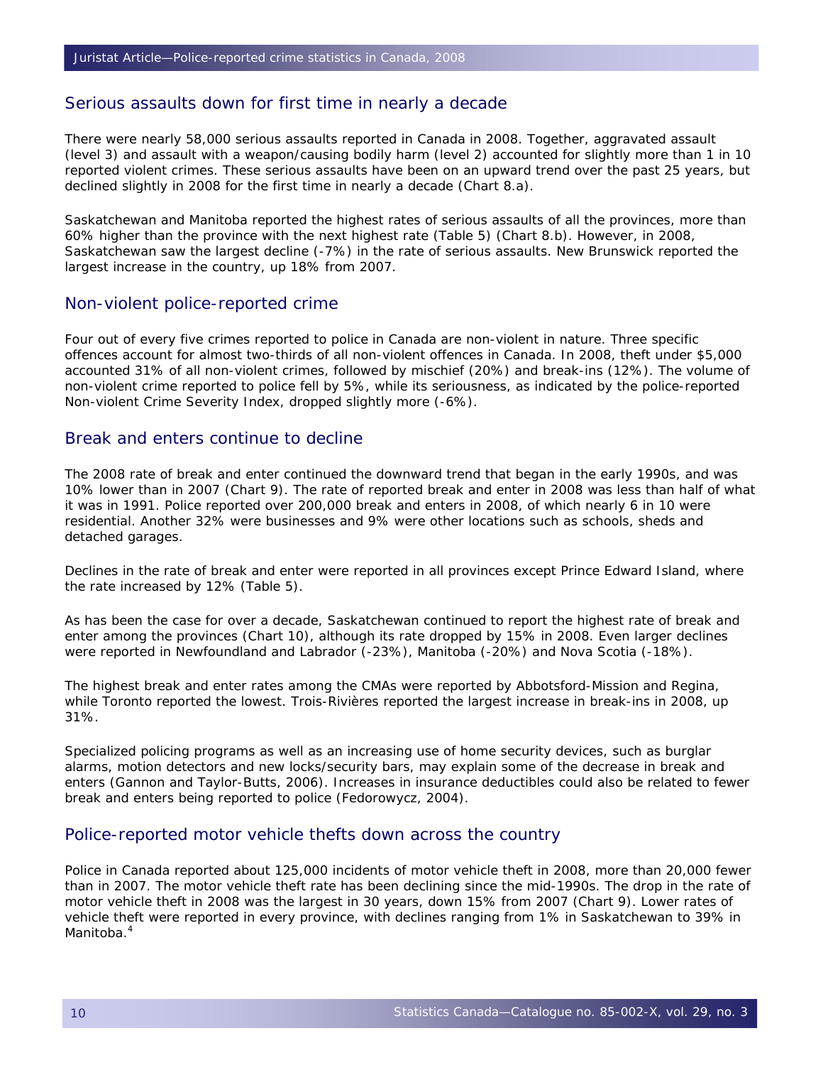## Serious assaults down for first time in nearly a decade

There were nearly 58,000 serious assaults reported in Canada in 2008. Together, aggravated assault (level 3) and assault with a weapon/causing bodily harm (level 2) accounted for slightly more than 1 in 10 reported violent crimes. These serious assaults have been on an upward trend over the past 25 years, but declined slightly in 2008 for the first time in nearly a decade (Chart 8.a).

Saskatchewan and Manitoba reported the highest rates of serious assaults of all the provinces, more than 60% higher than the province with the next highest rate (Table 5) (Chart 8.b). However, in 2008, Saskatchewan saw the largest decline (-7%) in the rate of serious assaults. New Brunswick reported the largest increase in the country, up 18% from 2007.

## Non-violent police-reported crime

Four out of every five crimes reported to police in Canada are non-violent in nature. Three specific offences account for almost two-thirds of all non-violent offences in Canada. In 2008, theft under $5,000 accounted 31% of all non-violent crimes, followed by mischief (20%) and break-ins (12%). The volume of non-violent crime reported to police fell by 5%, while its seriousness, as indicated by the police-reported Non-violent Crime Severity Index, dropped slightly more (-6%).

## Break and enters continue to decline

The 2008 rate of break and enter continued the downward trend that began in the early 1990s, and was 10% lower than in 2007 (Chart 9). The rate of reported break and enter in 2008 was less than half of what it was in 1991. Police reported over 200,000 break and enters in 2008, of which nearly 6 in 10 were residential. Another 32% were businesses and 9% were other locations such as schools, sheds and detached garages.

Declines in the rate of break and enter were reported in all provinces except Prince Edward Island, where the rate increased by 12% (Table 5).

As has been the case for over a decade, Saskatchewan continued to report the highest rate of break and enter among the provinces (Chart 10), although its rate dropped by 15% in 2008. Even larger declines were reported in Newfoundland and Labrador (-23%), Manitoba (-20%) and Nova Scotia (-18%).

The highest break and enter rates among the CMAs were reported by Abbotsford-Mission and Regina, while Toronto reported the lowest. Trois-Rivières reported the largest increase in break-ins in 2008, up 31%.

Specialized policing programs as well as an increasing use of home security devices, such as burglar alarms, motion detectors and new locks/security bars, may explain some of the decrease in break and enters (Gannon and Taylor-Butts, 2006). Increases in insurance deductibles could also be related to fewer break and enters being reported to police (Fedorowycz, 2004).

## Police-reported motor vehicle thefts down across the country

Police in Canada reported about 125,000 incidents of motor vehicle theft in 2008, more than 20,000 fewer than in 2007. The motor vehicle theft rate has been declining since the mid-1990s. The drop in the rate of motor vehicle theft in 2008 was the largest in 30 years, down 15% from 2007 (Chart 9). Lower rates of vehicle theft were reported in every province, with declines ranging from 1% in Saskatchewan to 39% in Manitoba.[4]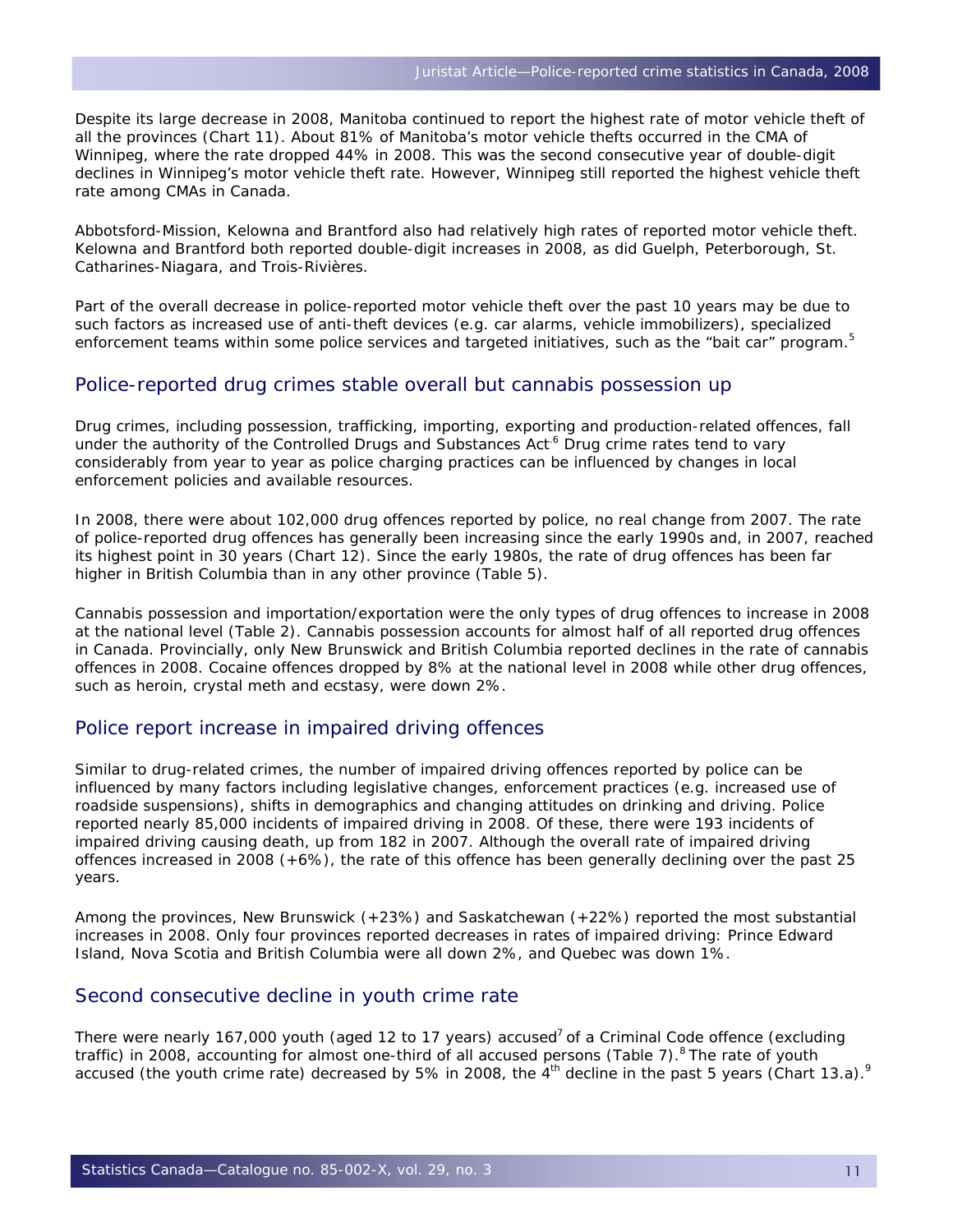Despite its large decrease in 2008, Manitoba continued to report the highest rate of motor vehicle theft of all the provinces (Chart 11). About 81% of Manitoba's motor vehicle thefts occurred in the CMA of Winnipeg, where the rate dropped 44% in 2008. This was the second consecutive year of double-digit declines in Winnipeg's motor vehicle theft rate. However, Winnipeg still reported the highest vehicle theft rate among CMAs in Canada.

Abbotsford-Mission, Kelowna and Brantford also had relatively high rates of reported motor vehicle theft. Kelowna and Brantford both reported double-digit increases in 2008, as did Guelph, Peterborough, St. Catharines-Niagara, and Trois-Rivières.

Part of the overall decrease in police-reported motor vehicle theft over the past 10 years may be due to such factors as increased use of anti-theft devices (e.g. car alarms, vehicle immobilizers), specialized enforcement teams within some police services and targeted initiatives, such as the "bait car" program.[5]

## Police-reported drug crimes stable overall but cannabis possession up

Drug crimes, including possession, trafficking, importing, exporting and production-related offences, fall under the authority of the Controlled Drugs and Substances Act.[6] Drug crime rates tend to vary considerably from year to year as police charging practices can be influenced by changes in local enforcement policies and available resources.

In 2008, there were about 102,000 drug offences reported by police, no real change from 2007. The rate of police-reported drug offences has generally been increasing since the early 1990s and, in 2007, reached its highest point in 30 years (Chart 12). Since the early 1980s, the rate of drug offences has been far higher in British Columbia than in any other province (Table 5).

Cannabis possession and importation/exportation were the only types of drug offences to increase in 2008 at the national level (Table 2). Cannabis possession accounts for almost half of all reported drug offences in Canada. Provincially, only New Brunswick and British Columbia reported declines in the rate of cannabis offences in 2008. Cocaine offences dropped by 8% at the national level in 2008 while other drug offences, such as heroin, crystal meth and ecstasy, were down 2%.

## Police report increase in impaired driving offences

Similar to drug-related crimes, the number of impaired driving offences reported by police can be influenced by many factors including legislative changes, enforcement practices (e.g. increased use of roadside suspensions), shifts in demographics and changing attitudes on drinking and driving. Police reported nearly 85,000 incidents of impaired driving in 2008. Of these, there were 193 incidents of impaired driving causing death, up from 182 in 2007. Although the overall rate of impaired driving offences increased in 2008 (+6%), the rate of this offence has been generally declining over the past 25 years.

Among the provinces, New Brunswick (+23%) and Saskatchewan (+22%) reported the most substantial increases in 2008. Only four provinces reported decreases in rates of impaired driving: Prince Edward Island, Nova Scotia and British Columbia were all down 2%, and Quebec was down 1%.

## Second consecutive decline in youth crime rate

There were nearly 167,000 youth (aged 12 to 17 years) accused[7] of a Criminal Code offence (excluding traffic) in 2008, accounting for almost one-third of all accused persons (Table 7).[8] The rate of youth accused (the youth crime rate) decreased by 5% in 2008, the 4th decline in the past 5 years (Chart 13.a).[9]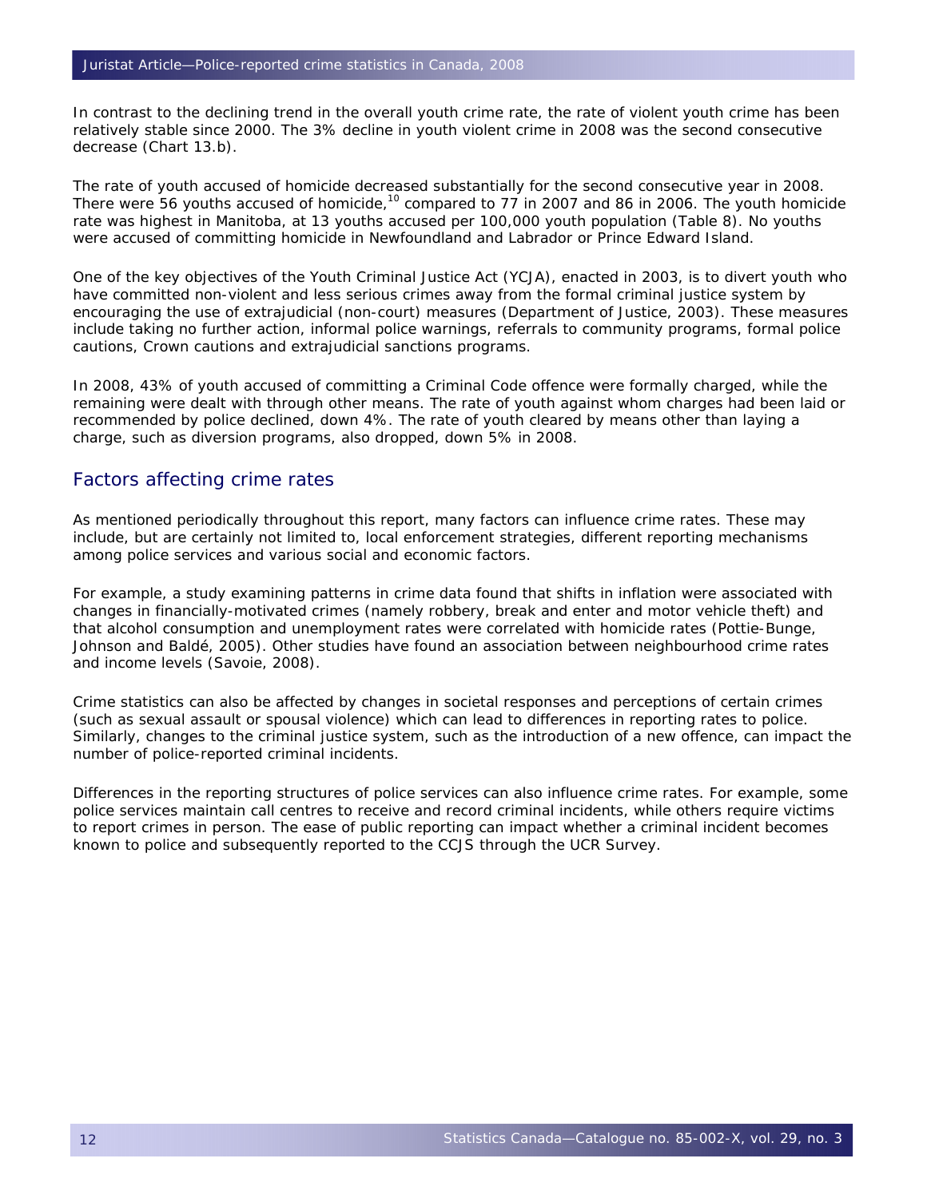In contrast to the declining trend in the overall youth crime rate, the rate of violent youth crime has been relatively stable since 2000. The 3% decline in youth violent crime in 2008 was the second consecutive decrease (Chart 13.b).

The rate of youth accused of homicide decreased substantially for the second consecutive year in 2008. There were 56 youths accused of homicide,[10] compared to 77 in 2007 and 86 in 2006. The youth homicide rate was highest in Manitoba, at 13 youths accused per 100,000 youth population (Table 8). No youths were accused of committing homicide in Newfoundland and Labrador or Prince Edward Island.

One of the key objectives of the Youth Criminal Justice Act (YCJA), enacted in 2003, is to divert youth who have committed non-violent and less serious crimes away from the formal criminal justice system by encouraging the use of extrajudicial (non-court) measures (Department of Justice, 2003). These measures include taking no further action, informal police warnings, referrals to community programs, formal police cautions, Crown cautions and extrajudicial sanctions programs.

In 2008, 43% of youth accused of committing a Criminal Code offence were formally charged, while the remaining were dealt with through other means. The rate of youth against whom charges had been laid or recommended by police declined, down 4%. The rate of youth cleared by means other than laying a charge, such as diversion programs, also dropped, down 5% in 2008.

## Factors affecting crime rates

As mentioned periodically throughout this report, many factors can influence crime rates. These may include, but are certainly not limited to, local enforcement strategies, different reporting mechanisms among police services and various social and economic factors.

For example, a study examining patterns in crime data found that shifts in inflation were associated with changes in financially-motivated crimes (namely robbery, break and enter and motor vehicle theft) and that alcohol consumption and unemployment rates were correlated with homicide rates (Pottie-Bunge, Johnson and Baldé, 2005). Other studies have found an association between neighbourhood crime rates and income levels (Savoie, 2008).

Crime statistics can also be affected by changes in societal responses and perceptions of certain crimes (such as sexual assault or spousal violence) which can lead to differences in reporting rates to police. Similarly, changes to the criminal justice system, such as the introduction of a new offence, can impact the number of police-reported criminal incidents.

Differences in the reporting structures of police services can also influence crime rates. For example, some police services maintain call centres to receive and record criminal incidents, while others require victims to report crimes in person. The ease of public reporting can impact whether a criminal incident becomes known to police and subsequently reported to the CCJS through the UCR Survey.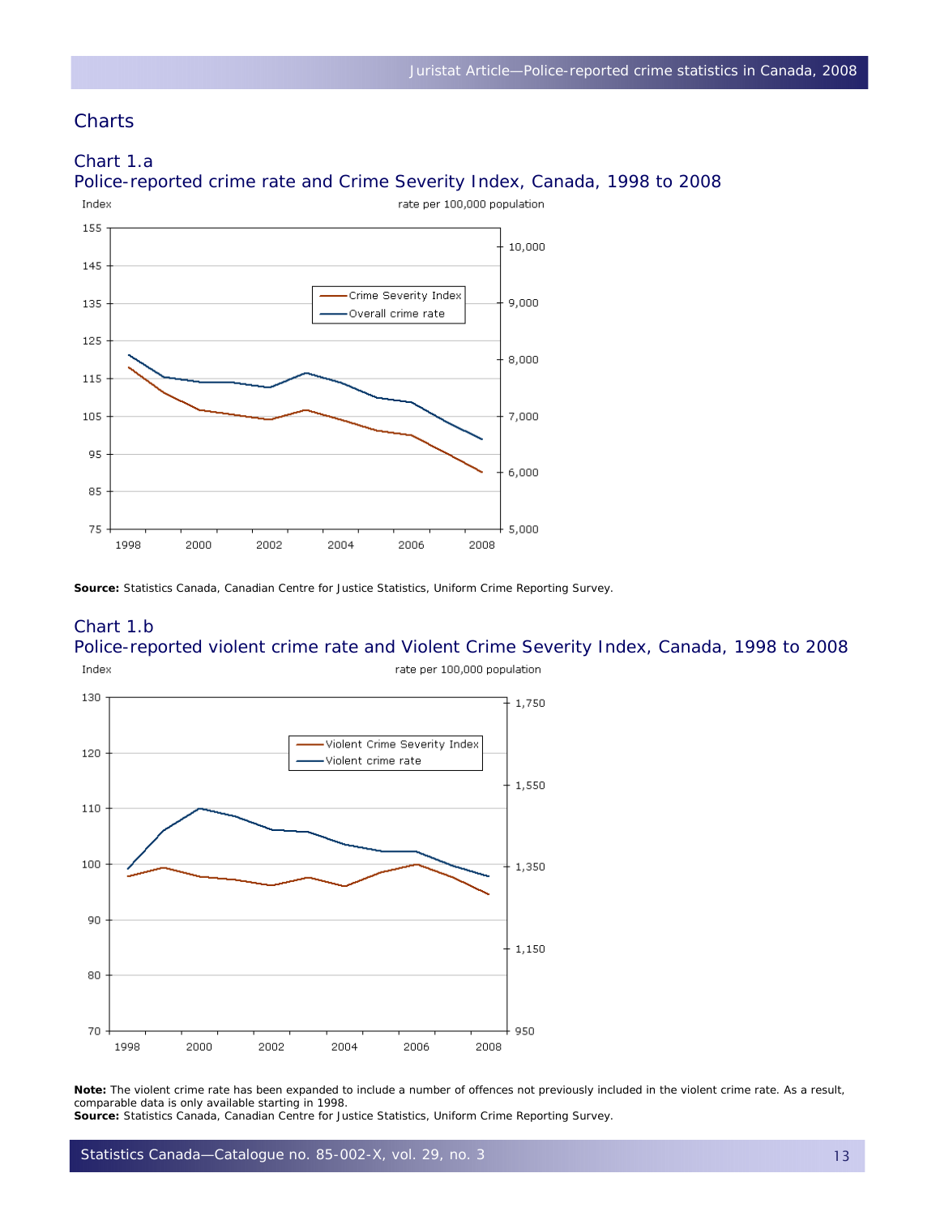## Charts

### Chart 1.a
### Police-reported crime rate and Crime Severity Index, Canada, 1998 to 2008

Index

rate per 100,000 population

155
145
135
125
115
105
95
85
75

10,000
9,000
8,000
7,000
6,000
5,000

Crime Severity Index
Overall crime rate

1998 2000 2002 2004 2006 2008

**Source:** Statistics Canada, Canadian Centre for Justice Statistics, Uniform Crime Reporting Survey.

### Chart 1.b
### Police-reported violent crime rate and Violent Crime Severity Index, Canada, 1998 to 2008

Index

rate per 100,000 population

130
120
110
100
90
80
70

1,750
1,550
1,350
1,150
950

Violent Crime Severity Index
Violent crime rate

1998 2000 2002 2004 2006 2008

**Note:** The violent crime rate has been expanded to include a number of offences not previously included in the violent crime rate. As a result, comparable data is only available starting in 1998.
**Source:** Statistics Canada, Canadian Centre for Justice Statistics, Uniform Crime Reporting Survey.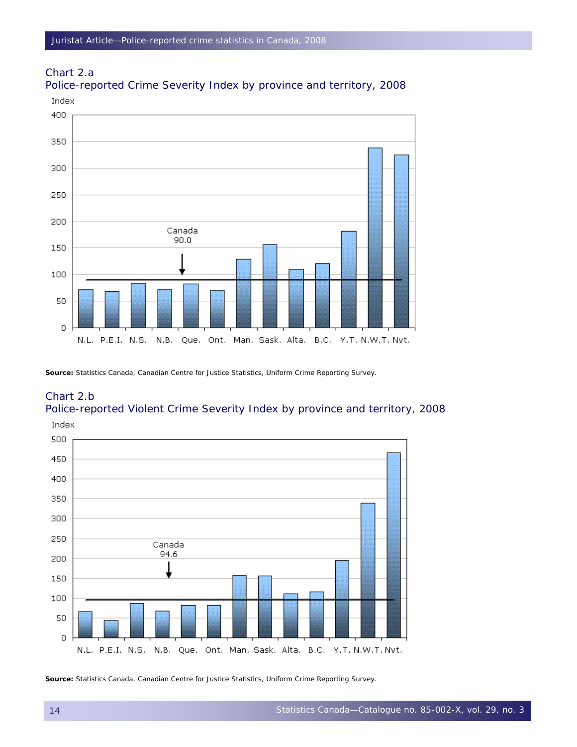### Chart 2.a
### Police-reported Crime Severity Index by province and territory, 2008

Index

400
350
300
250
200
150
100
50
0

Canada
90.0

N.L. P.E.I. N.S. N.B. Que. Ont. Man. Sask. Alta. B.C. Y.T. N.W.T. Nvt.

**Source:** Statistics Canada, Canadian Centre for Justice Statistics, Uniform Crime Reporting Survey.

### Chart 2.b
### Police-reported Violent Crime Severity Index by province and territory, 2008

Index

500
450
400
350
300
250
200
150
100
50
0

Canada
94.6

N.L. P.E.I. N.S. N.B. Que. Ont. Man. Sask. Alta. B.C. Y.T. N.W.T. Nvt.

**Source:** Statistics Canada, Canadian Centre for Justice Statistics, Uniform Crime Reporting Survey.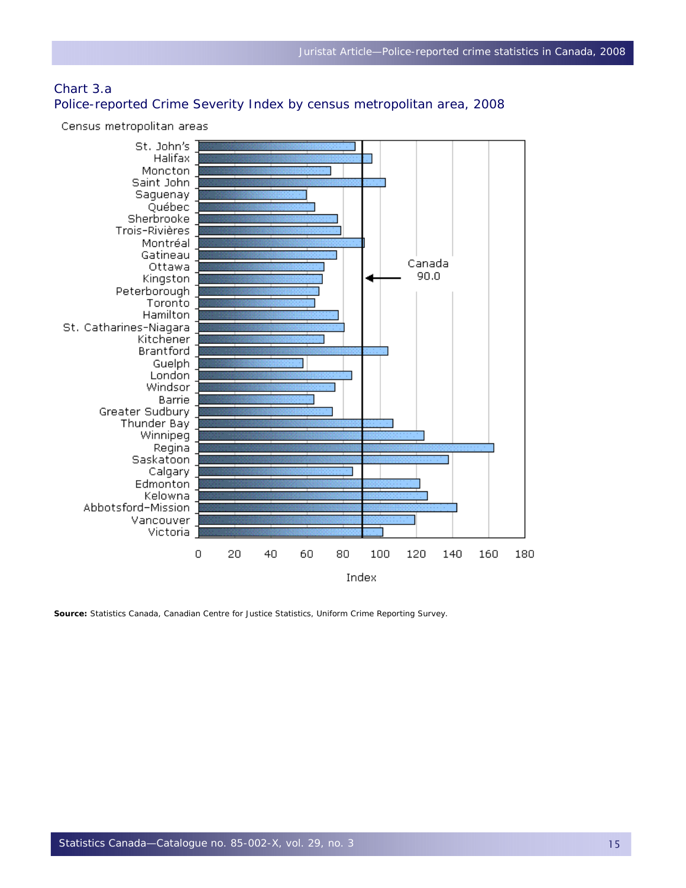## Chart 3.a

## Police-reported Crime Severity Index by census metropolitan area, 2008

Census metropolitan areas

St. John's
Halifax
Moncton
Saint John
Saguenay
Québec
Sherbrooke
Trois-Rivières
Montréal
Gatineau
Ottawa
Kingston
Peterborough
Toronto
Hamilton
St. Catharines-Niagara
Kitchener
Brantford
Guelph
London
Windsor
Barrie
Greater Sudbury
Thunder Bay
Winnipeg
Regina
Saskatoon
Calgary
Edmonton
Kelowna
Abbotsford-Mission
Vancouver
Victoria

Canada
90.0

0 20 40 60 80 100 120 140 160 180

Index

**Source:** Statistics Canada, Canadian Centre for Justice Statistics, Uniform Crime Reporting Survey.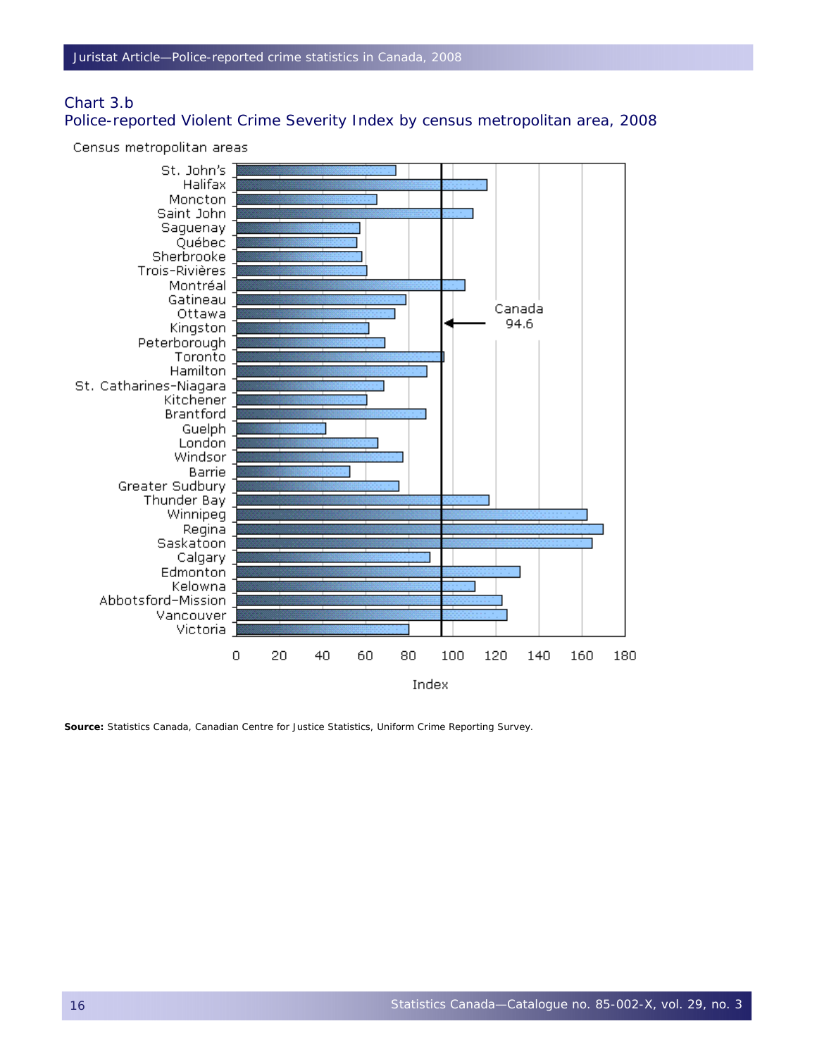## Chart 3.b
## Police-reported Violent Crime Severity Index by census metropolitan area, 2008

Census metropolitan areas

St. John's
Halifax
Moncton
Saint John
Saguenay
Québec
Sherbrooke
Trois-Rivières
Montréal
Gatineau
Ottawa
Kingston
Peterborough
Toronto
Hamilton
St. Catharines-Niagara
Kitchener
Brantford
Guelph
London
Windsor
Barrie
Greater Sudbury
Thunder Bay
Winnipeg
Regina
Saskatoon
Calgary
Edmonton
Kelowna
Abbotsford-Mission
Vancouver
Victoria

Canada
94.6

0 20 40 60 80 100 120 140 160 180

Index

**Source:** Statistics Canada, Canadian Centre for Justice Statistics, Uniform Crime Reporting Survey.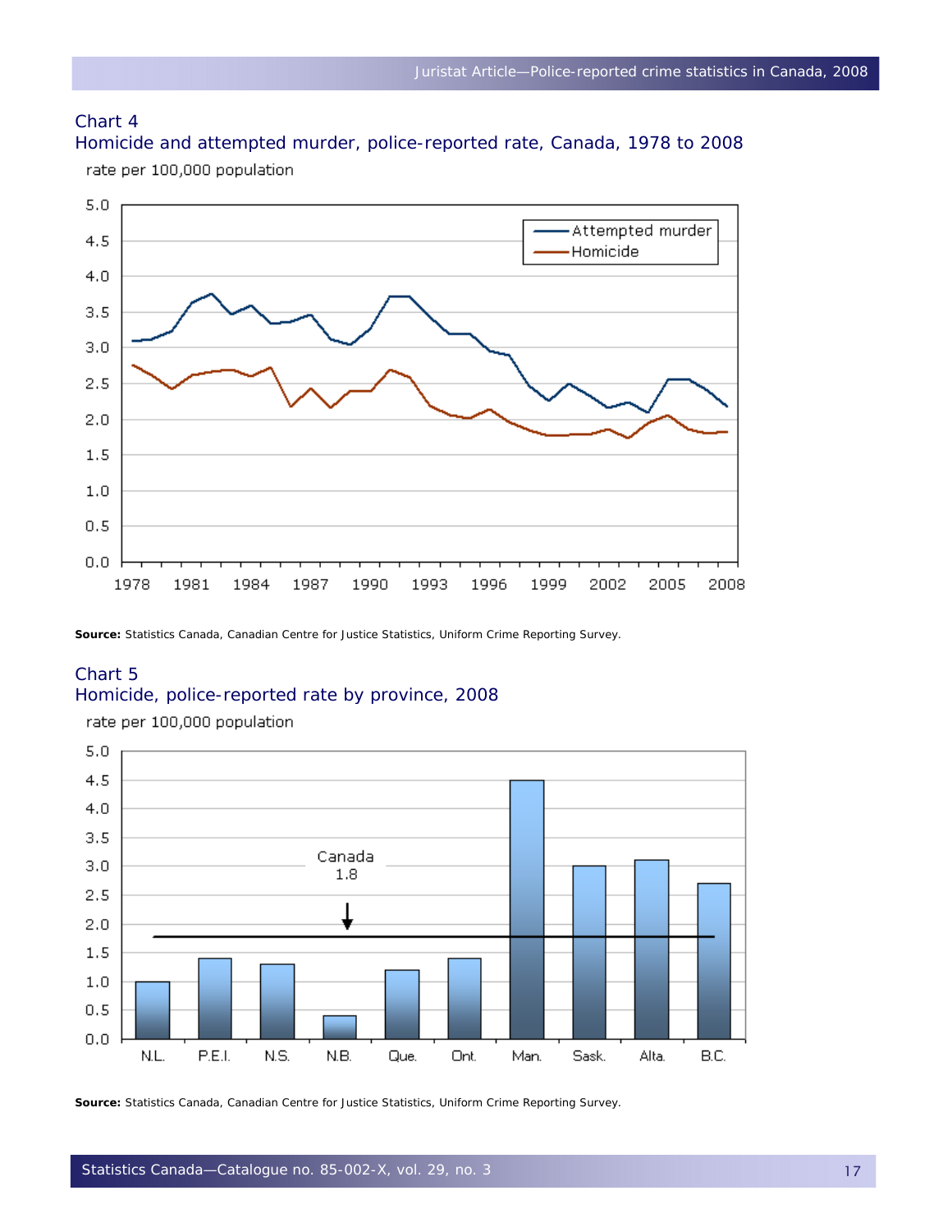Chart 4

Homicide and attempted murder, police-reported rate, Canada, 1978 to 2008

rate per 100,000 population

5.0
4.5
4.0
3.5
3.0
2.5
2.0
1.5
1.0
0.5
0.0

Attempted murder
Homicide

1978 1981 1984 1987 1990 1993 1996 1999 2002 2005 2008

**Source:** Statistics Canada, Canadian Centre for Justice Statistics, Uniform Crime Reporting Survey.

Chart 5

Homicide, police-reported rate by province, 2008

rate per 100,000 population

5.0
4.5
4.0
3.5
3.0
2.5
2.0
1.5
1.0
0.5
0.0

Canada
1.8

N.L. P.E.I. N.S. N.B. Que. Ont. Man. Sask. Alta. B.C.

**Source:** Statistics Canada, Canadian Centre for Justice Statistics, Uniform Crime Reporting Survey.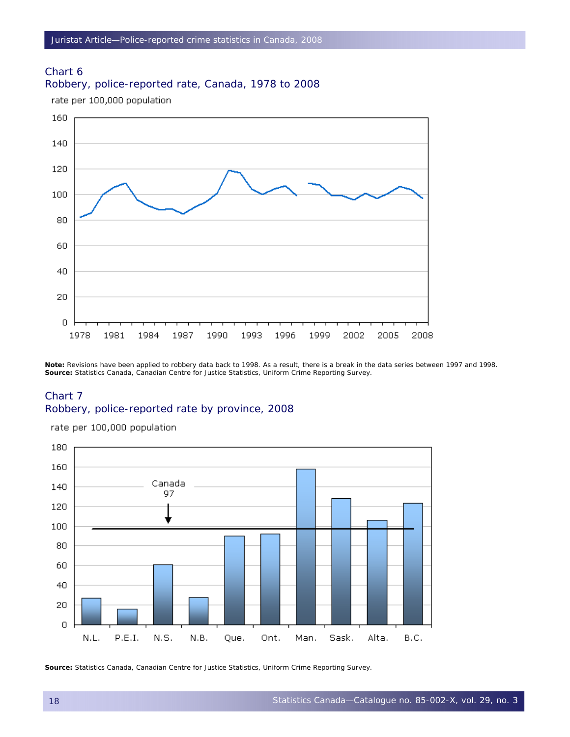## Chart 6
## Robbery, police-reported rate, Canada, 1978 to 2008

rate per 100,000 population

160
140
120
100
80
60
40
20
0

1978 1981 1984 1987 1990 1993 1996 1999 2002 2005 2008

**Note:** Revisions have been applied to robbery data back to 1998. As a result, there is a break in the data series between 1997 and 1998.
**Source:** Statistics Canada, Canadian Centre for Justice Statistics, Uniform Crime Reporting Survey.

## Chart 7
## Robbery, police-reported rate by province, 2008

rate per 100,000 population

180
160
140
120
100
80
60
40
20
0

Canada
97

N.L. P.E.I. N.S. N.B. Que. Ont. Man. Sask. Alta. B.C.

**Source:** Statistics Canada, Canadian Centre for Justice Statistics, Uniform Crime Reporting Survey.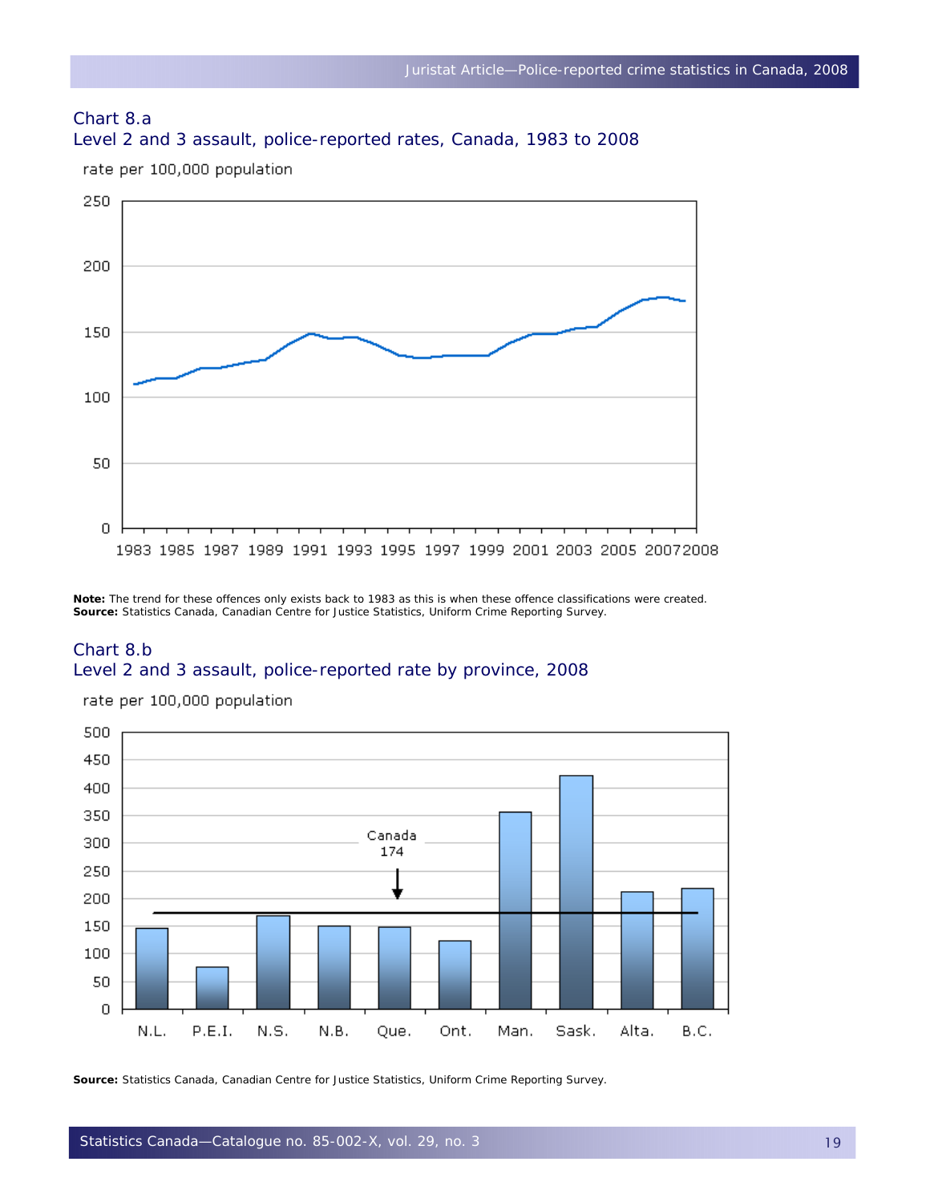## Chart 8.a
## Level 2 and 3 assault, police-reported rates, Canada, 1983 to 2008

rate per 100,000 population

**Note:** The trend for these offences only exists back to 1983 as this is when these offence classifications were created.
**Source:** Statistics Canada, Canadian Centre for Justice Statistics, Uniform Crime Reporting Survey.

## Chart 8.b
## Level 2 and 3 assault, police-reported rate by province, 2008

rate per 100,000 population

Canada 174

**Source:** Statistics Canada, Canadian Centre for Justice Statistics, Uniform Crime Reporting Survey.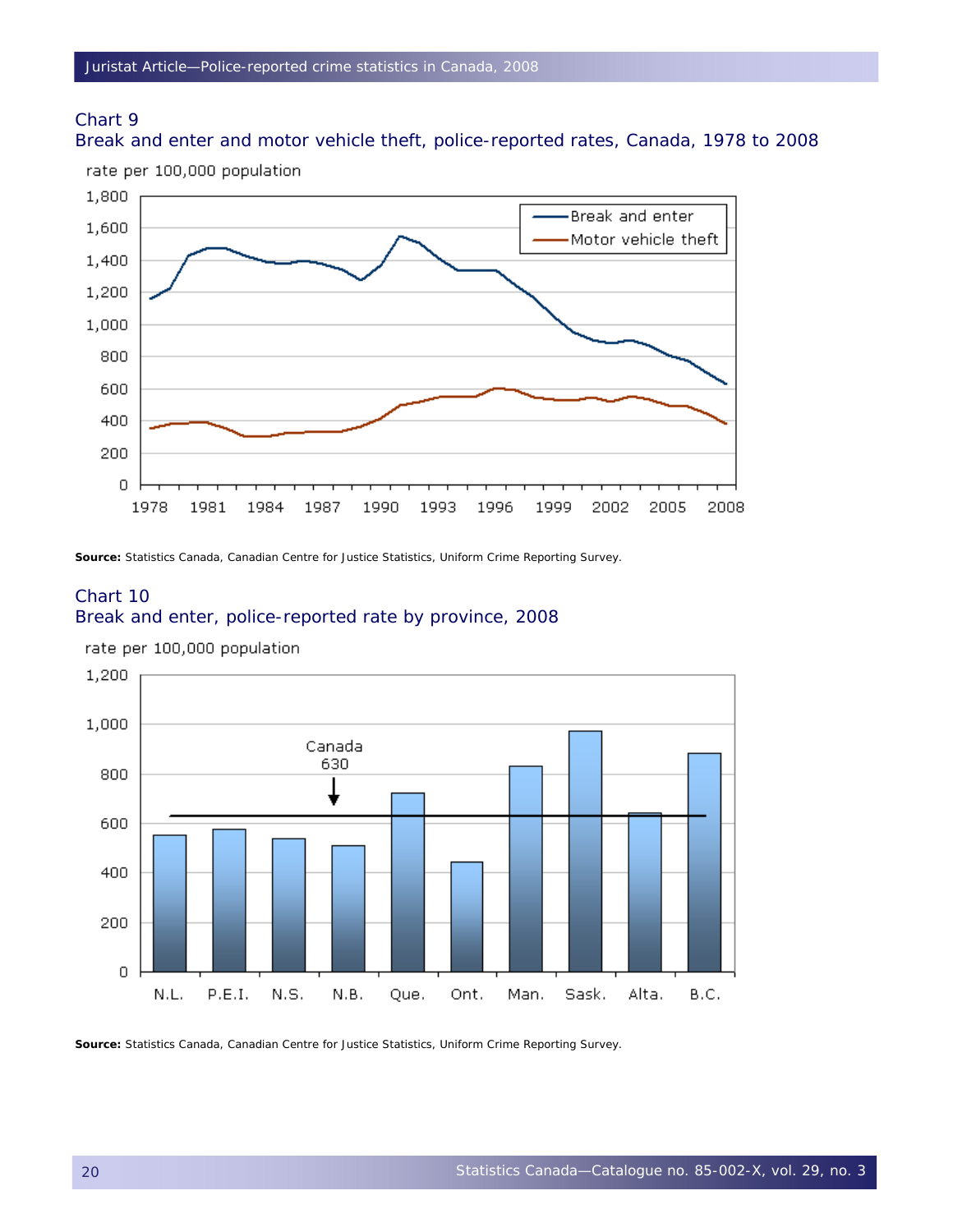Chart 9

Break and enter and motor vehicle theft, police-reported rates, Canada, 1978 to 2008

rate per 100,000 population

**Source:** Statistics Canada, Canadian Centre for Justice Statistics, Uniform Crime Reporting Survey.

Chart 10

Break and enter, police-reported rate by province, 2008

rate per 100,000 population

Canada 630

**Source:** Statistics Canada, Canadian Centre for Justice Statistics, Uniform Crime Reporting Survey.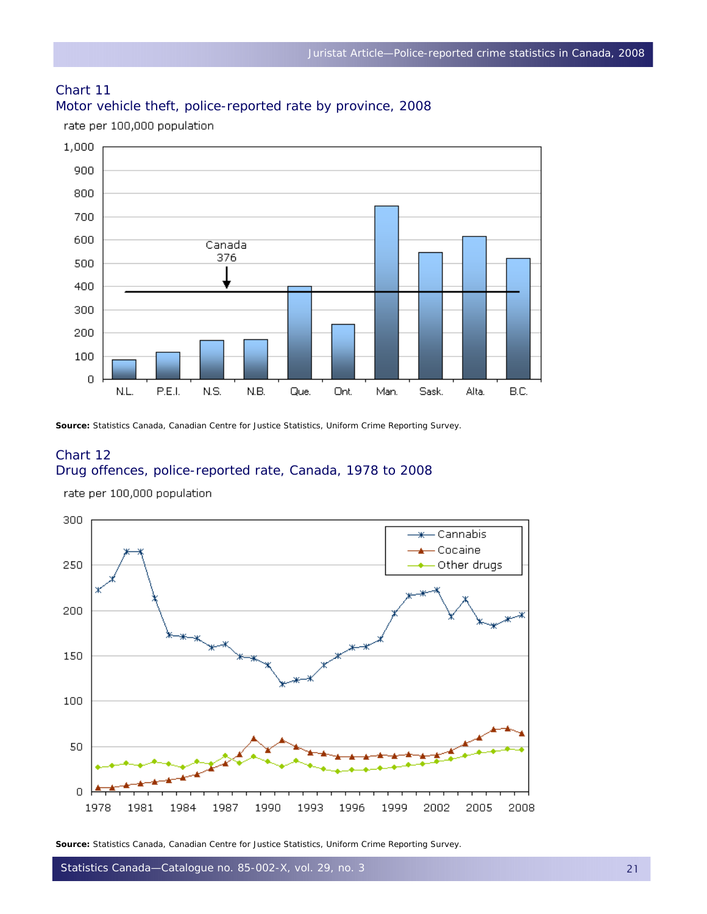Chart 11
Motor vehicle theft, police-reported rate by province, 2008

rate per 100,000 population

1,000
900
800
700
600
500
400
300
200
100
0

Canada
376

N.L.
P.E.I.
N.S.
N.B.
Que.
Ont.
Man.
Sask.
Alta.
B.C.

**Source:** Statistics Canada, Canadian Centre for Justice Statistics, Uniform Crime Reporting Survey.

Chart 12
Drug offences, police-reported rate, Canada, 1978 to 2008

rate per 100,000 population

300
250
200
150
100
50
0

Cannabis
Cocaine
Other drugs

1978
1981
1984
1987
1990
1993
1996
1999
2002
2005
2008

**Source:** Statistics Canada, Canadian Centre for Justice Statistics, Uniform Crime Reporting Survey.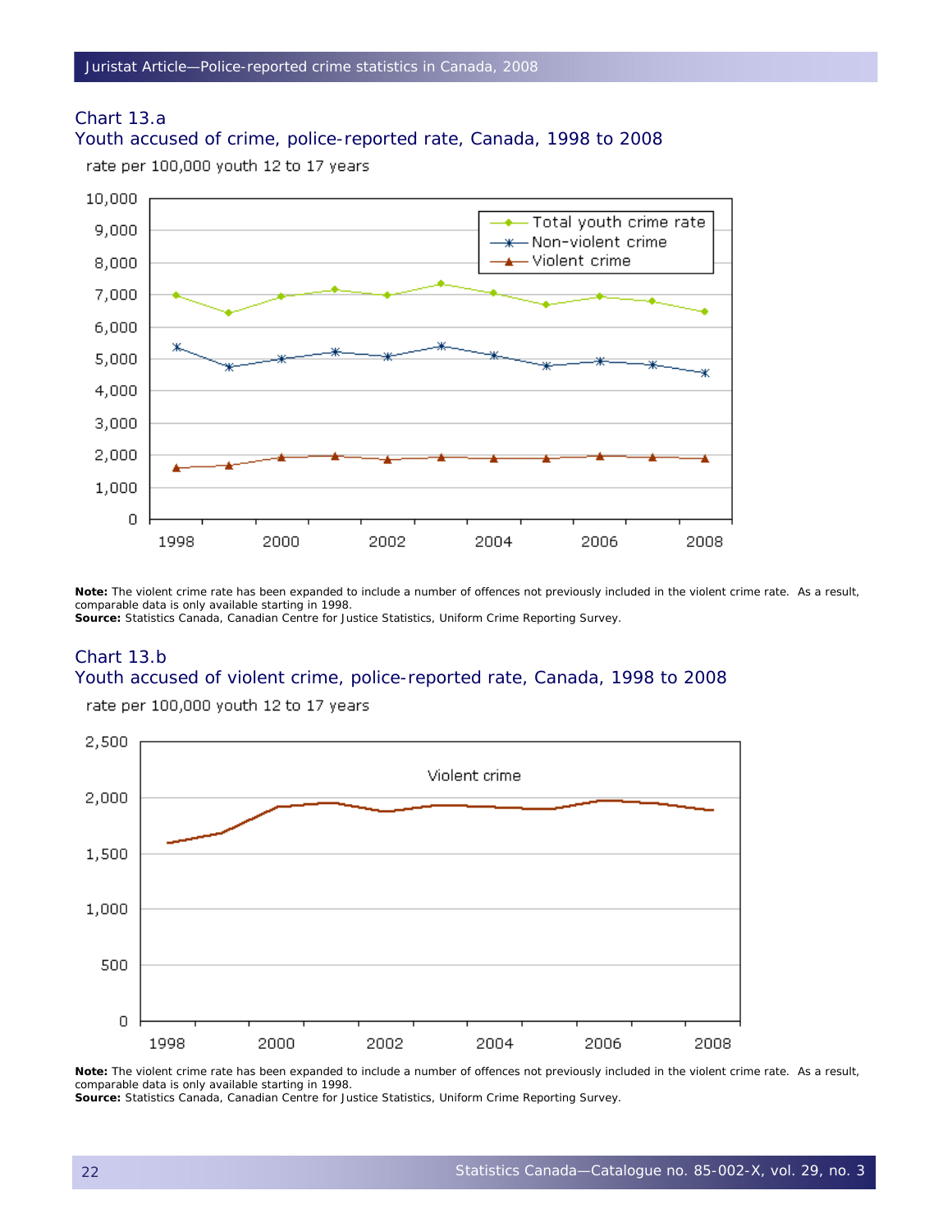### Chart 13.a
### Youth accused of crime, police-reported rate, Canada, 1998 to 2008

rate per 100,000 youth 12 to 17 years

10,000
9,000
8,000
7,000
6,000
5,000
4,000
3,000
2,000
1,000
0

1998 2000 2002 2004 2006 2008

Total youth crime rate
Non-violent crime
Violent crime

**Note:** The violent crime rate has been expanded to include a number of offences not previously included in the violent crime rate. As a result, comparable data is only available starting in 1998.
**Source:** Statistics Canada, Canadian Centre for Justice Statistics, Uniform Crime Reporting Survey.

### Chart 13.b
### Youth accused of violent crime, police-reported rate, Canada, 1998 to 2008

rate per 100,000 youth 12 to 17 years

2,500
2,000
1,500
1,000
500
0

1998 2000 2002 2004 2006 2008

Violent crime

**Note:** The violent crime rate has been expanded to include a number of offences not previously included in the violent crime rate. As a result, comparable data is only available starting in 1998.
**Source:** Statistics Canada, Canadian Centre for Justice Statistics, Uniform Crime Reporting Survey.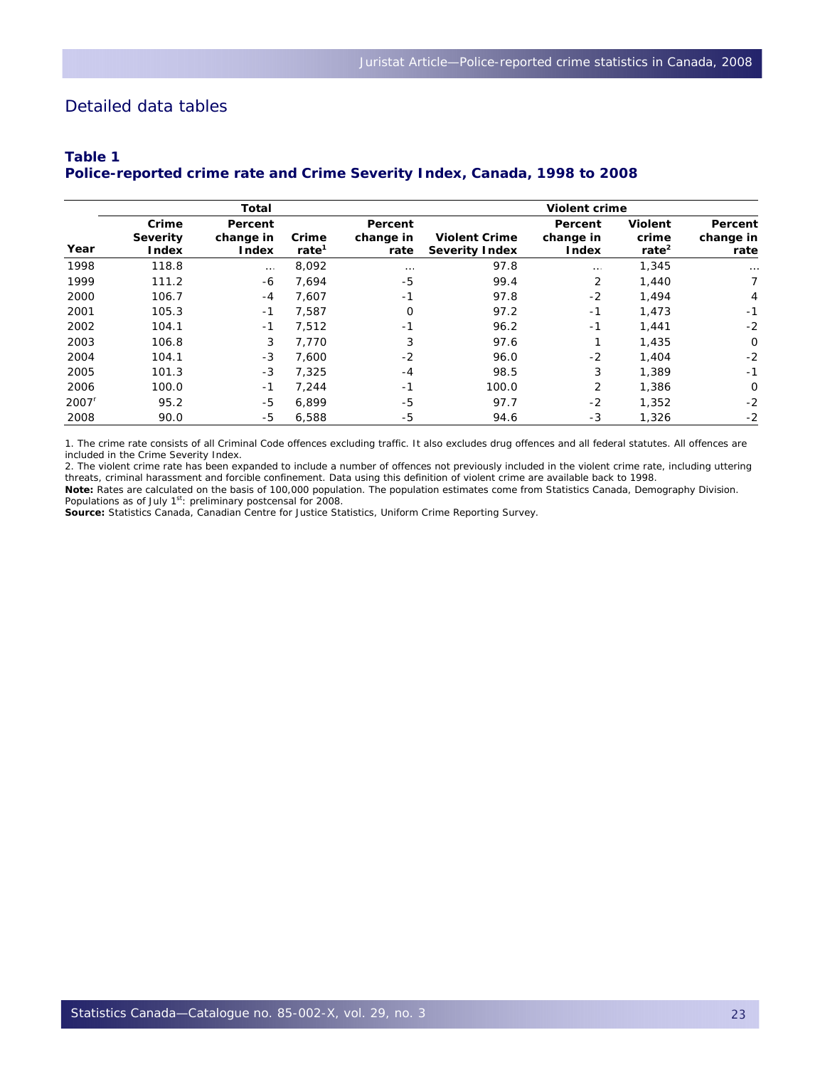## Detailed data tables

### Table 1
### Police-reported crime rate and Crime Severity Index, Canada, 1998 to 2008

| Year | Total | | | | Violent crime | | | |
|---|---|---|---|---|---|---|---|---|
| | Crime Severity Index | Percent change in Index | Crime rate[1] | Percent change in rate | Violent Crime Severity Index | Percent change in Index | Violent crime rate[2] | Percent change in rate |
| 1998 | 118.8 | ... | 8,092 | ... | 97.8 | ... | 1,345 | ... |
| 1999 | 111.2 | -6 | 7,694 | -5 | 99.4 | 2 | 1,440 | 7 |
| 2000 | 106.7 | -4 | 7,607 | -1 | 97.8 | -2 | 1,494 | 4 |
| 2001 | 105.3 | -1 | 7,587 | 0 | 97.2 | -1 | 1,473 | -1 |
| 2002 | 104.1 | -1 | 7,512 | -1 | 96.2 | -1 | 1,441 | -2 |
| 2003 | 106.8 | 3 | 7,770 | 3 | 97.6 | 1 | 1,435 | 0 |
| 2004 | 104.1 | -3 | 7,600 | -2 | 96.0 | -2 | 1,404 | -2 |
| 2005 | 101.3 | -3 | 7,325 | -4 | 98.5 | 3 | 1,389 | -1 |
| 2006 | 100.0 | -1 | 7,244 | -1 | 100.0 | 2 | 1,386 | 0 |
| 2007[r] | 95.2 | -5 | 6,899 | -5 | 97.7 | -2 | 1,352 | -2 |
| 2008 | 90.0 | -5 | 6,588 | -5 | 94.6 | -3 | 1,326 | -2 |

1. The crime rate consists of all Criminal Code offences excluding traffic. It also excludes drug offences and all federal statutes. All offences are included in the Crime Severity Index.

2. The violent crime rate has been expanded to include a number of offences not previously included in the violent crime rate, including uttering threats, criminal harassment and forcible confinement. Data using this definition of violent crime are available back to 1998.

**Note:** Rates are calculated on the basis of 100,000 population. The population estimates come from Statistics Canada, Demography Division. Populations as of July 1st: preliminary postcensal for 2008.

**Source:** Statistics Canada, Canadian Centre for Justice Statistics, Uniform Crime Reporting Survey.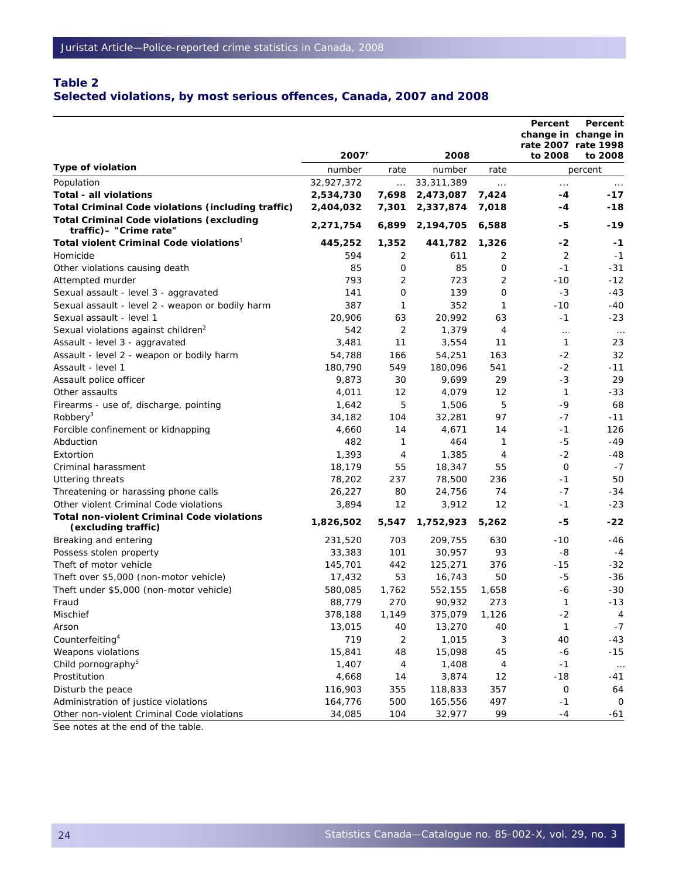## Table 2
## Selected violations, by most serious offences, Canada, 2007 and 2008

| Type of violation | 2007[r] | | 2008 | | Percent change in rate 2007 to 2008 | Percent change in rate 1998 to 2008 |
|---|---|---|---|---|---|---|
| | number | rate | number | rate | percent | |
| Population | 32,927,372 | ... | 33,311,389 | ... | ... | ... |
| **Total - all violations** | **2,534,730** | **7,698** | **2,473,087** | **7,424** | **-4** | **-17** |
| **Total Criminal Code violations (including traffic)** | **2,404,032** | **7,301** | **2,337,874** | **7,018** | **-4** | **-18** |
| **Total Criminal Code violations (excluding traffic)– "Crime rate"** | **2,271,754** | **6,899** | **2,194,705** | **6,588** | **-5** | **-19** |
| **Total violent Criminal Code violations[1]** | **445,252** | **1,352** | **441,782** | **1,326** | **-2** | **-1** |
| Homicide | 594 | 2 | 611 | 2 | 2 | -1 |
| Other violations causing death | 85 | 0 | 85 | 0 | -1 | -31 |
| Attempted murder | 793 | 2 | 723 | 2 | -10 | -12 |
| Sexual assault - level 3 - aggravated | 141 | 0 | 139 | 0 | -3 | -43 |
| Sexual assault - level 2 - weapon or bodily harm | 387 | 1 | 352 | 1 | -10 | -40 |
| Sexual assault - level 1 | 20,906 | 63 | 20,992 | 63 | -1 | -23 |
| Sexual violations against children[2] | 542 | 2 | 1,379 | 4 | ... | ... |
| Assault - level 3 - aggravated | 3,481 | 11 | 3,554 | 11 | 1 | 23 |
| Assault - level 2 - weapon or bodily harm | 54,788 | 166 | 54,251 | 163 | -2 | 32 |
| Assault - level 1 | 180,790 | 549 | 180,096 | 541 | -2 | -11 |
| Assault police officer | 9,873 | 30 | 9,699 | 29 | -3 | 29 |
| Other assaults | 4,011 | 12 | 4,079 | 12 | 1 | -33 |
| Firearms - use of, discharge, pointing | 1,642 | 5 | 1,506 | 5 | -9 | 68 |
| Robbery[3] | 34,182 | 104 | 32,281 | 97 | -7 | -11 |
| Forcible confinement or kidnapping | 4,660 | 14 | 4,671 | 14 | -1 | 126 |
| Abduction | 482 | 1 | 464 | 1 | -5 | -49 |
| Extortion | 1,393 | 4 | 1,385 | 4 | -2 | -48 |
| Criminal harassment | 18,179 | 55 | 18,347 | 55 | 0 | -7 |
| Uttering threats | 78,202 | 237 | 78,500 | 236 | -1 | 50 |
| Threatening or harassing phone calls | 26,227 | 80 | 24,756 | 74 | -7 | -34 |
| Other violent Criminal Code violations | 3,894 | 12 | 3,912 | 12 | -1 | -23 |
| **Total non-violent Criminal Code violations (excluding traffic)** | **1,826,502** | **5,547** | **1,752,923** | **5,262** | **-5** | **-22** |
| Breaking and entering | 231,520 | 703 | 209,755 | 630 | -10 | -46 |
| Possess stolen property | 33,383 | 101 | 30,957 | 93 | -8 | -4 |
| Theft of motor vehicle | 145,701 | 442 | 125,271 | 376 | -15 | -32 |
| Theft over $5,000 (non-motor vehicle) | 17,432 | 53 | 16,743 | 50 | -5 | -36 |
| Theft under $5,000 (non-motor vehicle) | 580,085 | 1,762 | 552,155 | 1,658 | -6 | -30 |
| Fraud | 88,779 | 270 | 90,932 | 273 | 1 | -13 |
| Mischief | 378,188 | 1,149 | 375,079 | 1,126 | -2 | 4 |
| Arson | 13,015 | 40 | 13,270 | 40 | 1 | -7 |
| Counterfeiting[4] | 719 | 2 | 1,015 | 3 | 40 | -43 |
| Weapons violations | 15,841 | 48 | 15,098 | 45 | -6 | -15 |
| Child pornography[5] | 1,407 | 4 | 1,408 | 4 | -1 | ... |
| Prostitution | 4,668 | 14 | 3,874 | 12 | -18 | -41 |
| Disturb the peace | 116,903 | 355 | 118,833 | 357 | 0 | 64 |
| Administration of justice violations | 164,776 | 500 | 165,556 | 497 | -1 | 0 |
| Other non-violent Criminal Code violations | 34,085 | 104 | 32,977 | 99 | -4 | -61 |

See notes at the end of the table.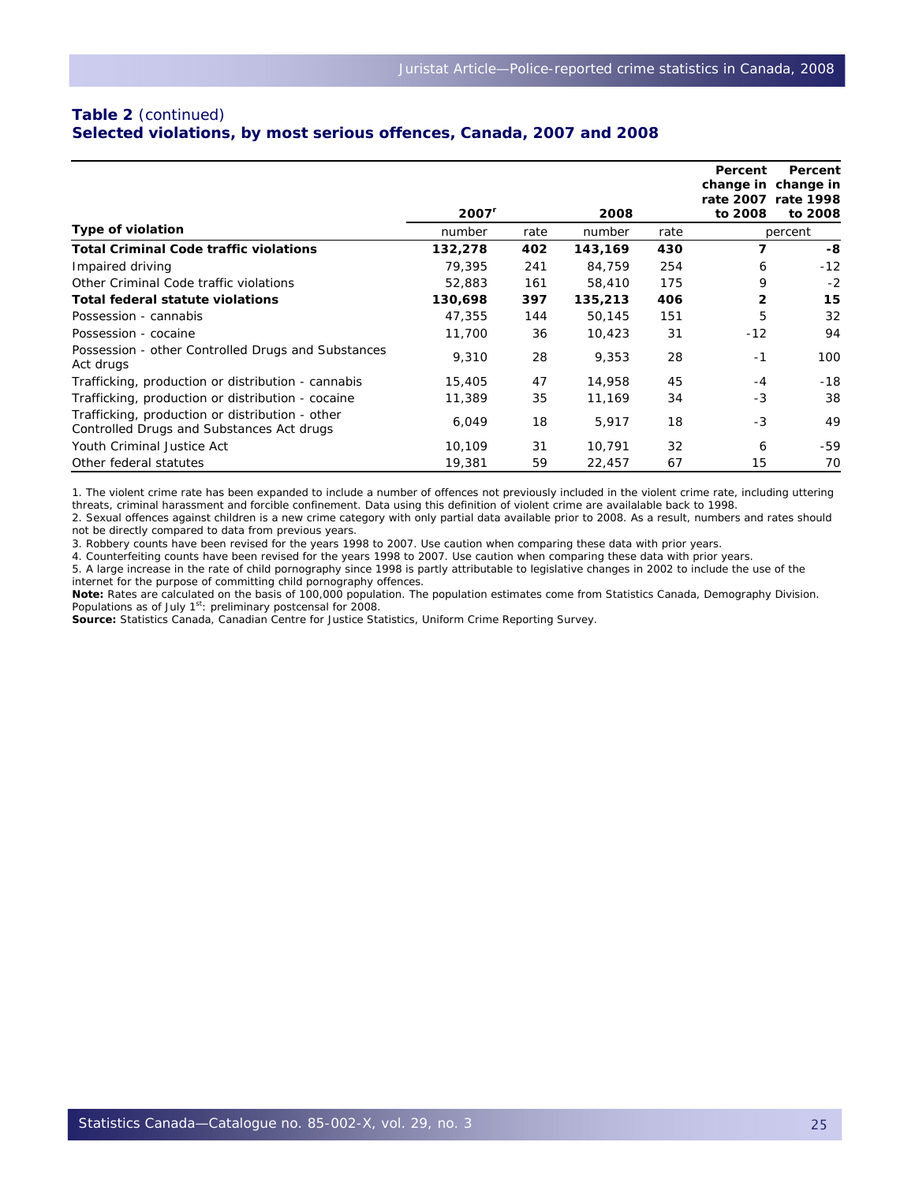**Table 2** (continued)
**Selected violations, by most serious offences, Canada, 2007 and 2008**

| Type of violation | 2007[r] | | 2008 | | Percent change in rate 2007 to 2008 | Percent change in rate 1998 to 2008 |
|---|---|---|---|---|---|---|
| | number | rate | number | rate | percent | |
| **Total Criminal Code traffic violations** | **132,278** | **402** | **143,169** | **430** | **7** | **-8** |
| Impaired driving | 79,395 | 241 | 84,759 | 254 | 6 | -12 |
| Other Criminal Code traffic violations | 52,883 | 161 | 58,410 | 175 | 9 | -2 |
| **Total federal statute violations** | **130,698** | **397** | **135,213** | **406** | **2** | **15** |
| Possession - cannabis | 47,355 | 144 | 50,145 | 151 | 5 | 32 |
| Possession - cocaine | 11,700 | 36 | 10,423 | 31 | -12 | 94 |
| Possession - other Controlled Drugs and Substances Act drugs | 9,310 | 28 | 9,353 | 28 | -1 | 100 |
| Trafficking, production or distribution - cannabis | 15,405 | 47 | 14,958 | 45 | -4 | -18 |
| Trafficking, production or distribution - cocaine | 11,389 | 35 | 11,169 | 34 | -3 | 38 |
| Trafficking, production or distribution - other Controlled Drugs and Substances Act drugs | 6,049 | 18 | 5,917 | 18 | -3 | 49 |
| Youth Criminal Justice Act | 10,109 | 31 | 10,791 | 32 | 6 | -59 |
| Other federal statutes | 19,381 | 59 | 22,457 | 67 | 15 | 70 |

1. The violent crime rate has been expanded to include a number of offences not previously included in the violent crime rate, including uttering threats, criminal harassment and forcible confinement. Data using this definition of violent crime are availalable back to 1998.
2. Sexual offences against children is a new crime category with only partial data available prior to 2008. As a result, numbers and rates should not be directly compared to data from previous years.
3. Robbery counts have been revised for the years 1998 to 2007. Use caution when comparing these data with prior years.
4. Counterfeiting counts have been revised for the years 1998 to 2007. Use caution when comparing these data with prior years.
5. A large increase in the rate of child pornography since 1998 is partly attributable to legislative changes in 2002 to include the use of the internet for the purpose of committing child pornography offences.
**Note:** Rates are calculated on the basis of 100,000 population. The population estimates come from Statistics Canada, Demography Division. Populations as of July 1st: preliminary postcensal for 2008.
**Source:** Statistics Canada, Canadian Centre for Justice Statistics, Uniform Crime Reporting Survey.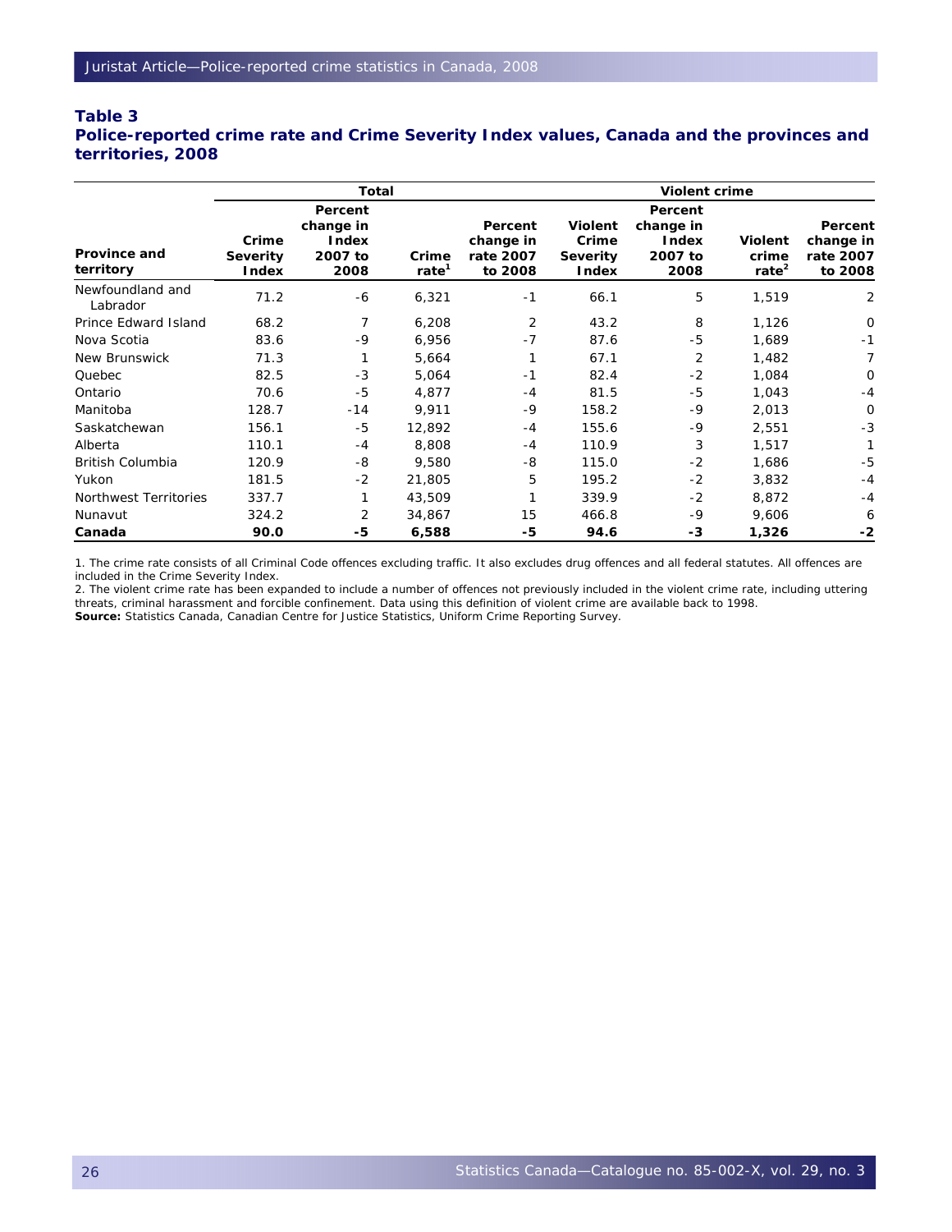### Table 3
### Police-reported crime rate and Crime Severity Index values, Canada and the provinces and territories, 2008

| Province and territory | Total | | | | Violent crime | | | |
|---|---|---|---|---|---|---|---|---|
| | Crime Severity Index | Percent change in Index 2007 to 2008 | Crime rate[1] | Percent change in rate 2007 to 2008 | Violent Crime Severity Index | Percent change in Index 2007 to 2008 | Violent crime rate[2] | Percent change in rate 2007 to 2008 |
| Newfoundland and Labrador | 71.2 | -6 | 6,321 | -1 | 66.1 | 5 | 1,519 | 2 |
| Prince Edward Island | 68.2 | 7 | 6,208 | 2 | 43.2 | 8 | 1,126 | 0 |
| Nova Scotia | 83.6 | -9 | 6,956 | -7 | 87.6 | -5 | 1,689 | -1 |
| New Brunswick | 71.3 | 1 | 5,664 | 1 | 67.1 | 2 | 1,482 | 7 |
| Quebec | 82.5 | -3 | 5,064 | -1 | 82.4 | -2 | 1,084 | 0 |
| Ontario | 70.6 | -5 | 4,877 | -4 | 81.5 | -5 | 1,043 | -4 |
| Manitoba | 128.7 | -14 | 9,911 | -9 | 158.2 | -9 | 2,013 | 0 |
| Saskatchewan | 156.1 | -5 | 12,892 | -4 | 155.6 | -9 | 2,551 | -3 |
| Alberta | 110.1 | -4 | 8,808 | -4 | 110.9 | 3 | 1,517 | 1 |
| British Columbia | 120.9 | -8 | 9,580 | -8 | 115.0 | -2 | 1,686 | -5 |
| Yukon | 181.5 | -2 | 21,805 | 5 | 195.2 | -2 | 3,832 | -4 |
| Northwest Territories | 337.7 | 1 | 43,509 | 1 | 339.9 | -2 | 8,872 | -4 |
| Nunavut | 324.2 | 2 | 34,867 | 15 | 466.8 | -9 | 9,606 | 6 |
| **Canada** | **90.0** | **-5** | **6,588** | **-5** | **94.6** | **-3** | **1,326** | **-2** |

1. The crime rate consists of all Criminal Code offences excluding traffic. It also excludes drug offences and all federal statutes. All offences are included in the Crime Severity Index.
2. The violent crime rate has been expanded to include a number of offences not previously included in the violent crime rate, including uttering threats, criminal harassment and forcible confinement. Data using this definition of violent crime are available back to 1998.
**Source:** Statistics Canada, Canadian Centre for Justice Statistics, Uniform Crime Reporting Survey.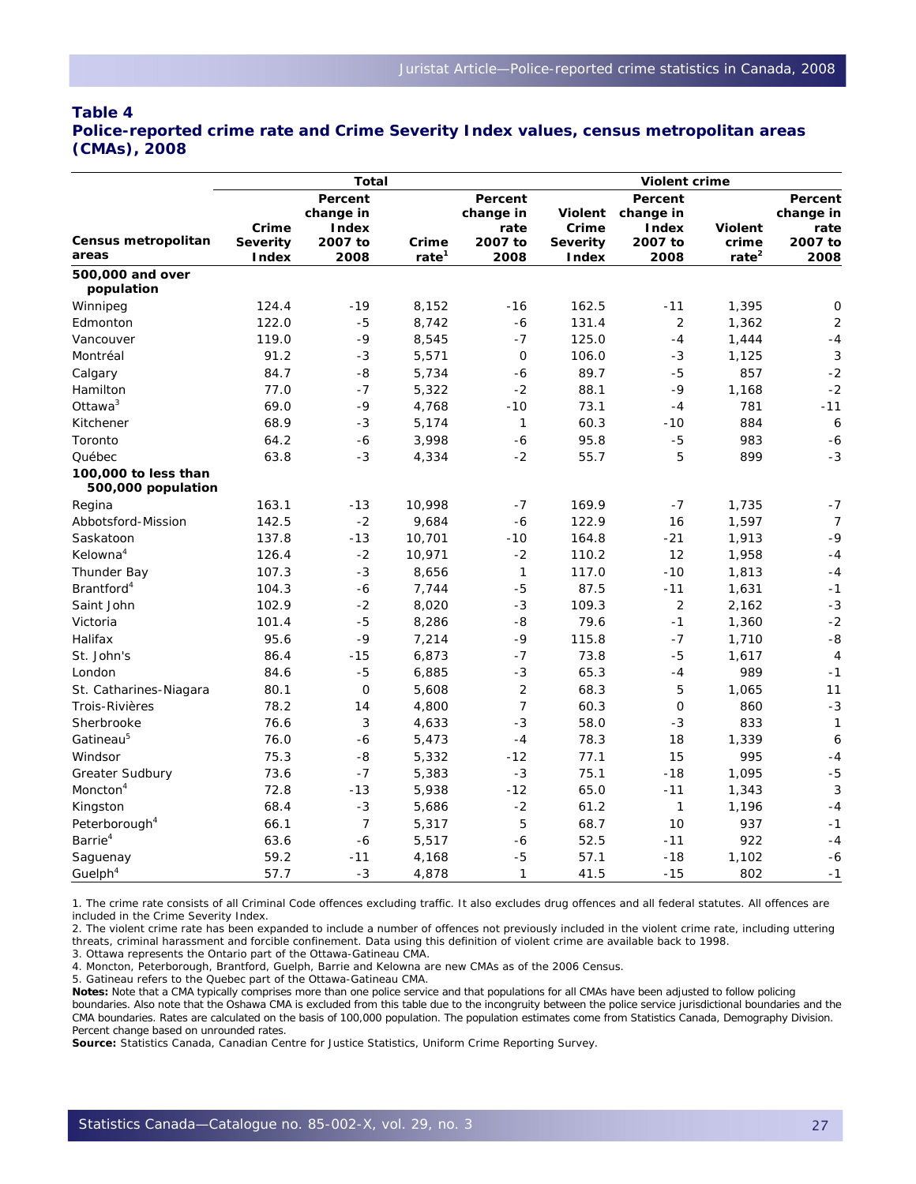### Table 4
### Police-reported crime rate and Crime Severity Index values, census metropolitan areas (CMAs), 2008

| Census metropolitan areas | Total | | | | Violent crime | | | |
|---|---|---|---|---|---|---|---|---|
| | Crime Severity Index | Percent change in Index 2007 to 2008 | Crime rate[1] | Percent change in rate 2007 to 2008 | Violent Crime Severity Index | Percent change in Index 2007 to 2008 | Violent crime rate[2] | Percent change in rate 2007 to 2008 |
| **500,000 and over population** | | | | | | | | |
| Winnipeg | 124.4 | -19 | 8,152 | -16 | 162.5 | -11 | 1,395 | 0 |
| Edmonton | 122.0 | -5 | 8,742 | -6 | 131.4 | 2 | 1,362 | 2 |
| Vancouver | 119.0 | -9 | 8,545 | -7 | 125.0 | -4 | 1,444 | -4 |
| Montréal | 91.2 | -3 | 5,571 | 0 | 106.0 | -3 | 1,125 | 3 |
| Calgary | 84.7 | -8 | 5,734 | -6 | 89.7 | -5 | 857 | -2 |
| Hamilton | 77.0 | -7 | 5,322 | -2 | 88.1 | -9 | 1,168 | -2 |
| Ottawa[3] | 69.0 | -9 | 4,768 | -10 | 73.1 | -4 | 781 | -11 |
| Kitchener | 68.9 | -3 | 5,174 | 1 | 60.3 | -10 | 884 | 6 |
| Toronto | 64.2 | -6 | 3,998 | -6 | 95.8 | -5 | 983 | -6 |
| Québec | 63.8 | -3 | 4,334 | -2 | 55.7 | 5 | 899 | -3 |
| **100,000 to less than 500,000 population** | | | | | | | | |
| Regina | 163.1 | -13 | 10,998 | -7 | 169.9 | -7 | 1,735 | -7 |
| Abbotsford-Mission | 142.5 | -2 | 9,684 | -6 | 122.9 | 16 | 1,597 | 7 |
| Saskatoon | 137.8 | -13 | 10,701 | -10 | 164.8 | -21 | 1,913 | -9 |
| Kelowna[4] | 126.4 | -2 | 10,971 | -2 | 110.2 | 12 | 1,958 | -4 |
| Thunder Bay | 107.3 | -3 | 8,656 | 1 | 117.0 | -10 | 1,813 | -4 |
| Brantford[4] | 104.3 | -6 | 7,744 | -5 | 87.5 | -11 | 1,631 | -1 |
| Saint John | 102.9 | -2 | 8,020 | -3 | 109.3 | 2 | 2,162 | -3 |
| Victoria | 101.4 | -5 | 8,286 | -8 | 79.6 | -1 | 1,360 | -2 |
| Halifax | 95.6 | -9 | 7,214 | -9 | 115.8 | -7 | 1,710 | -8 |
| St. John's | 86.4 | -15 | 6,873 | -7 | 73.8 | -5 | 1,617 | 4 |
| London | 84.6 | -5 | 6,885 | -3 | 65.3 | -4 | 989 | -1 |
| St. Catharines-Niagara | 80.1 | 0 | 5,608 | 2 | 68.3 | 5 | 1,065 | 11 |
| Trois-Rivières | 78.2 | 14 | 4,800 | 7 | 60.3 | 0 | 860 | -3 |
| Sherbrooke | 76.6 | 3 | 4,633 | -3 | 58.0 | -3 | 833 | 1 |
| Gatineau[5] | 76.0 | -6 | 5,473 | -4 | 78.3 | 18 | 1,339 | 6 |
| Windsor | 75.3 | -8 | 5,332 | -12 | 77.1 | 15 | 995 | -4 |
| Greater Sudbury | 73.6 | -7 | 5,383 | -3 | 75.1 | -18 | 1,095 | -5 |
| Moncton[4] | 72.8 | -13 | 5,938 | -12 | 65.0 | -11 | 1,343 | 3 |
| Kingston | 68.4 | -3 | 5,686 | -2 | 61.2 | 1 | 1,196 | -4 |
| Peterborough[4] | 66.1 | 7 | 5,317 | 5 | 68.7 | 10 | 937 | -1 |
| Barrie[4] | 63.6 | -6 | 5,517 | -6 | 52.5 | -11 | 922 | -4 |
| Saguenay | 59.2 | -11 | 4,168 | -5 | 57.1 | -18 | 1,102 | -6 |
| Guelph[4] | 57.7 | -3 | 4,878 | 1 | 41.5 | -15 | 802 | -1 |

1. The crime rate consists of all Criminal Code offences excluding traffic. It also excludes drug offences and all federal statutes. All offences are included in the Crime Severity Index.
2. The violent crime rate has been expanded to include a number of offences not previously included in the violent crime rate, including uttering threats, criminal harassment and forcible confinement. Data using this definition of violent crime are available back to 1998.
3. Ottawa represents the Ontario part of the Ottawa-Gatineau CMA.
4. Moncton, Peterborough, Brantford, Guelph, Barrie and Kelowna are new CMAs as of the 2006 Census.
5. Gatineau refers to the Quebec part of the Ottawa-Gatineau CMA.

**Notes:** Note that a CMA typically comprises more than one police service and that populations for all CMAs have been adjusted to follow policing boundaries. Also note that the Oshawa CMA is excluded from this table due to the incongruity between the police service jurisdictional boundaries and the CMA boundaries. Rates are calculated on the basis of 100,000 population. The population estimates come from Statistics Canada, Demography Division. Percent change based on unrounded rates.

**Source:** Statistics Canada, Canadian Centre for Justice Statistics, Uniform Crime Reporting Survey.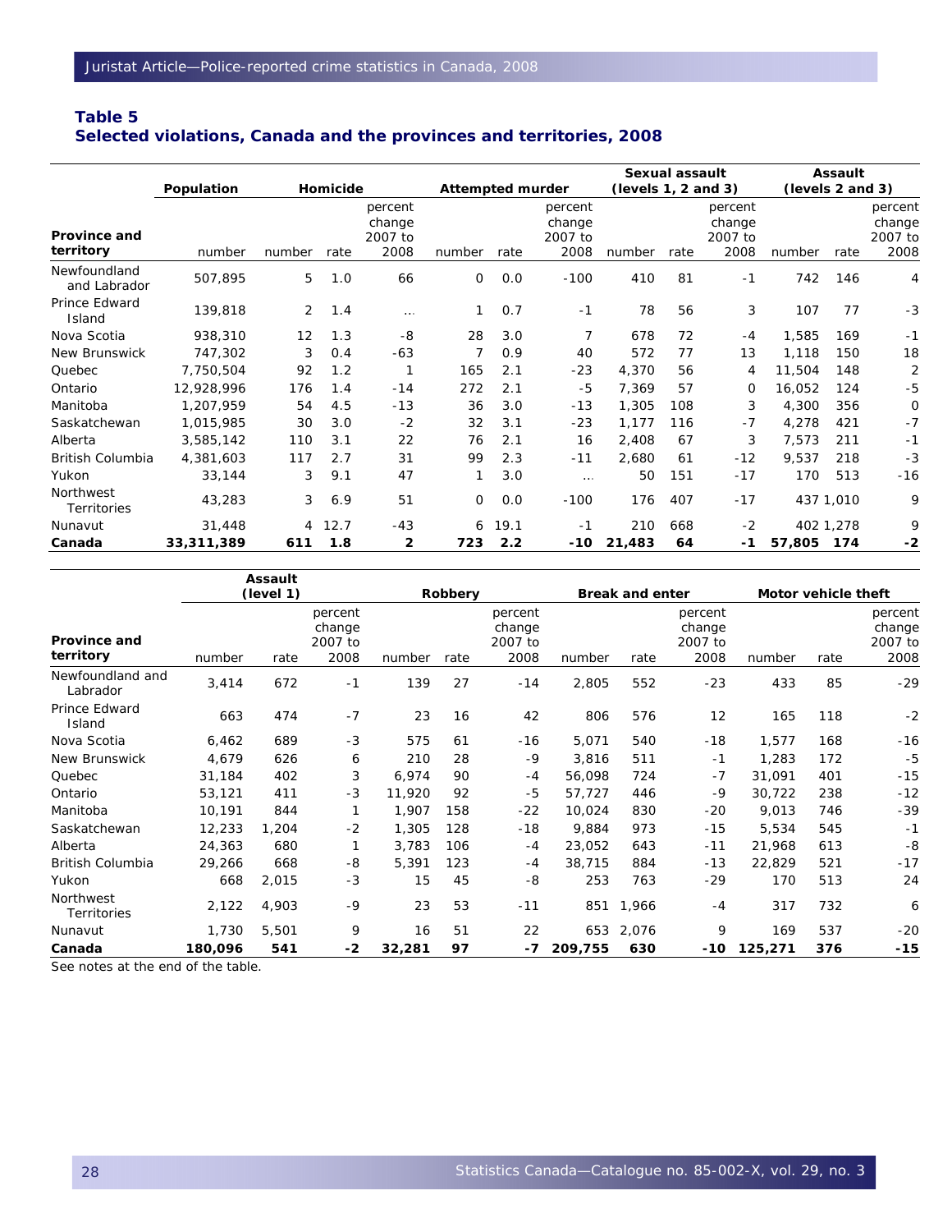## Table 5
## Selected violations, Canada and the provinces and territories, 2008

| Province and territory | Population | Homicide | | | Attempted murder | | | Sexual assault (levels 1, 2 and 3) | | | Assault (levels 2 and 3) | | |
|---|---|---|---|---|---|---|---|---|---|---|---|---|---|
| | number | number | rate | percent change 2007 to 2008 | number | rate | percent change 2007 to 2008 | number | rate | percent change 2007 to 2008 | number | rate | percent change 2007 to 2008 |
| Newfoundland and Labrador | 507,895 | 5 | 1.0 | 66 | 0 | 0.0 | -100 | 410 | 81 | -1 | 742 | 146 | 4 |
| Prince Edward Island | 139,818 | 2 | 1.4 | ... | 1 | 0.7 | -1 | 78 | 56 | 3 | 107 | 77 | -3 |
| Nova Scotia | 938,310 | 12 | 1.3 | -8 | 28 | 3.0 | 7 | 678 | 72 | -4 | 1,585 | 169 | -1 |
| New Brunswick | 747,302 | 3 | 0.4 | -63 | 7 | 0.9 | 40 | 572 | 77 | 13 | 1,118 | 150 | 18 |
| Quebec | 7,750,504 | 92 | 1.2 | 1 | 165 | 2.1 | -23 | 4,370 | 56 | 4 | 11,504 | 148 | 2 |
| Ontario | 12,928,996 | 176 | 1.4 | -14 | 272 | 2.1 | -5 | 7,369 | 57 | 0 | 16,052 | 124 | -5 |
| Manitoba | 1,207,959 | 54 | 4.5 | -13 | 36 | 3.0 | -13 | 1,305 | 108 | 3 | 4,300 | 356 | 0 |
| Saskatchewan | 1,015,985 | 30 | 3.0 | -2 | 32 | 3.1 | -23 | 1,177 | 116 | -7 | 4,278 | 421 | -7 |
| Alberta | 3,585,142 | 110 | 3.1 | 22 | 76 | 2.1 | 16 | 2,408 | 67 | 3 | 7,573 | 211 | -1 |
| British Columbia | 4,381,603 | 117 | 2.7 | 31 | 99 | 2.3 | -11 | 2,680 | 61 | -12 | 9,537 | 218 | -3 |
| Yukon | 33,144 | 3 | 9.1 | 47 | 1 | 3.0 | ... | 50 | 151 | -17 | 170 | 513 | -16 |
| Northwest Territories | 43,283 | 3 | 6.9 | 51 | 0 | 0.0 | -100 | 176 | 407 | -17 | 437 | 1,010 | 9 |
| Nunavut | 31,448 | 4 | 12.7 | -43 | 6 | 19.1 | -1 | 210 | 668 | -2 | 402 | 1,278 | 9 |
| **Canada** | **33,311,389** | **611** | **1.8** | **2** | **723** | **2.2** | **-10** | **21,483** | **64** | **-1** | **57,805** | **174** | **-2** |

| Province and territory | Assault (level 1) | | | Robbery | | | Break and enter | | | Motor vehicle theft | | |
|---|---|---|---|---|---|---|---|---|---|---|---|---|
| | number | rate | percent change 2007 to 2008 | number | rate | percent change 2007 to 2008 | number | rate | percent change 2007 to 2008 | number | rate | percent change 2007 to 2008 |
| Newfoundland and Labrador | 3,414 | 672 | -1 | 139 | 27 | -14 | 2,805 | 552 | -23 | 433 | 85 | -29 |
| Prince Edward Island | 663 | 474 | -7 | 23 | 16 | 42 | 806 | 576 | 12 | 165 | 118 | -2 |
| Nova Scotia | 6,462 | 689 | -3 | 575 | 61 | -16 | 5,071 | 540 | -18 | 1,577 | 168 | -16 |
| New Brunswick | 4,679 | 626 | 6 | 210 | 28 | -9 | 3,816 | 511 | -1 | 1,283 | 172 | -5 |
| Quebec | 31,184 | 402 | 3 | 6,974 | 90 | -4 | 56,098 | 724 | -7 | 31,091 | 401 | -15 |
| Ontario | 53,121 | 411 | -3 | 11,920 | 92 | -5 | 57,727 | 446 | -9 | 30,722 | 238 | -12 |
| Manitoba | 10,191 | 844 | 1 | 1,907 | 158 | -22 | 10,024 | 830 | -20 | 9,013 | 746 | -39 |
| Saskatchewan | 12,233 | 1,204 | -2 | 1,305 | 128 | -18 | 9,884 | 973 | -15 | 5,534 | 545 | -1 |
| Alberta | 24,363 | 680 | 1 | 3,783 | 106 | -4 | 23,052 | 643 | -11 | 21,968 | 613 | -8 |
| British Columbia | 29,266 | 668 | -8 | 5,391 | 123 | -4 | 38,715 | 884 | -13 | 22,829 | 521 | -17 |
| Yukon | 668 | 2,015 | -3 | 15 | 45 | -8 | 253 | 763 | -29 | 170 | 513 | 24 |
| Northwest Territories | 2,122 | 4,903 | -9 | 23 | 53 | -11 | 851 | 1,966 | -4 | 317 | 732 | 6 |
| Nunavut | 1,730 | 5,501 | 9 | 16 | 51 | 22 | 653 | 2,076 | 9 | 169 | 537 | -20 |
| **Canada** | **180,096** | **541** | **-2** | **32,281** | **97** | **-7** | **209,755** | **630** | **-10** | **125,271** | **376** | **-15** |

See notes at the end of the table.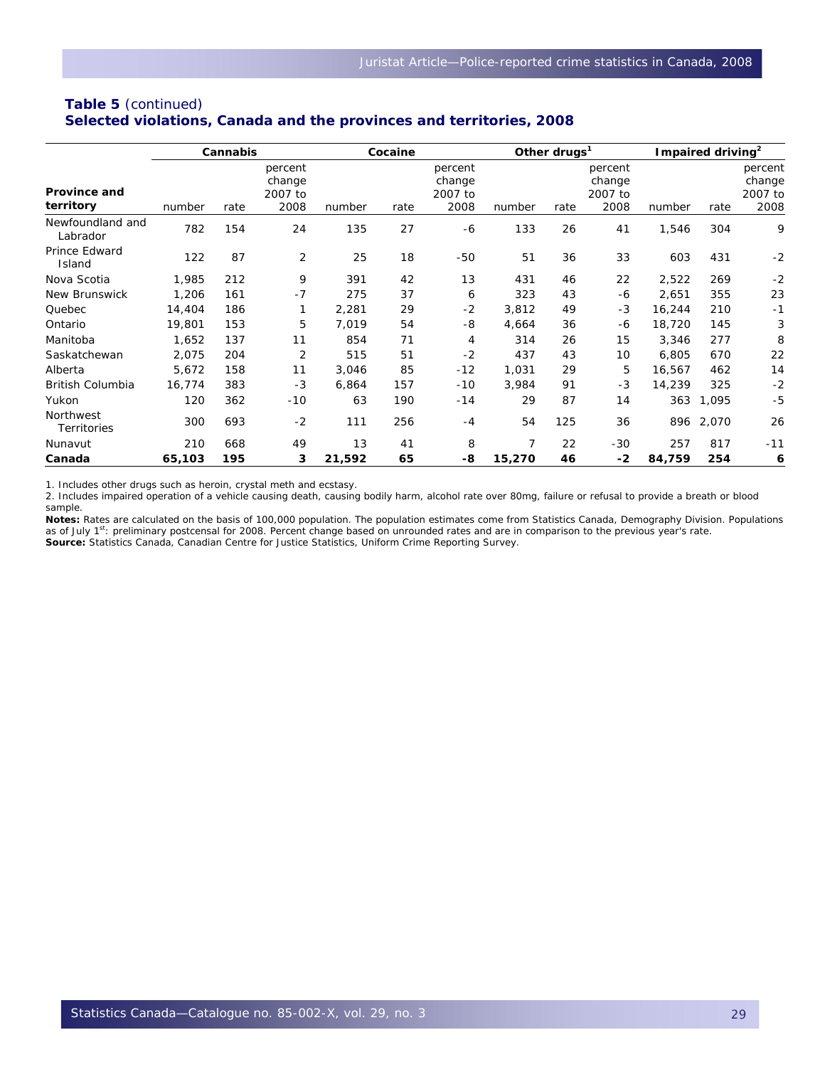**Table 5** (continued)
**Selected violations, Canada and the provinces and territories, 2008**

| Province and territory | Cannabis | | | Cocaine | | | Other drugs[1] | | | Impaired driving[2] | | |
|---|---|---|---|---|---|---|---|---|---|---|---|---|
| | number | rate | percent change 2007 to 2008 | number | rate | percent change 2007 to 2008 | number | rate | percent change 2007 to 2008 | number | rate | percent change 2007 to 2008 |
| Newfoundland and Labrador | 782 | 154 | 24 | 135 | 27 | -6 | 133 | 26 | 41 | 1,546 | 304 | 9 |
| Prince Edward Island | 122 | 87 | 2 | 25 | 18 | -50 | 51 | 36 | 33 | 603 | 431 | -2 |
| Nova Scotia | 1,985 | 212 | 9 | 391 | 42 | 13 | 431 | 46 | 22 | 2,522 | 269 | -2 |
| New Brunswick | 1,206 | 161 | -7 | 275 | 37 | 6 | 323 | 43 | -6 | 2,651 | 355 | 23 |
| Quebec | 14,404 | 186 | 1 | 2,281 | 29 | -2 | 3,812 | 49 | -3 | 16,244 | 210 | -1 |
| Ontario | 19,801 | 153 | 5 | 7,019 | 54 | -8 | 4,664 | 36 | -6 | 18,720 | 145 | 3 |
| Manitoba | 1,652 | 137 | 11 | 854 | 71 | 4 | 314 | 26 | 15 | 3,346 | 277 | 8 |
| Saskatchewan | 2,075 | 204 | 2 | 515 | 51 | -2 | 437 | 43 | 10 | 6,805 | 670 | 22 |
| Alberta | 5,672 | 158 | 11 | 3,046 | 85 | -12 | 1,031 | 29 | 5 | 16,567 | 462 | 14 |
| British Columbia | 16,774 | 383 | -3 | 6,864 | 157 | -10 | 3,984 | 91 | -3 | 14,239 | 325 | -2 |
| Yukon | 120 | 362 | -10 | 63 | 190 | -14 | 29 | 87 | 14 | 363 | 1,095 | -5 |
| Northwest Territories | 300 | 693 | -2 | 111 | 256 | -4 | 54 | 125 | 36 | 896 | 2,070 | 26 |
| Nunavut | 210 | 668 | 49 | 13 | 41 | 8 | 7 | 22 | -30 | 257 | 817 | -11 |
| **Canada** | **65,103** | **195** | **3** | **21,592** | **65** | **-8** | **15,270** | **46** | **-2** | **84,759** | **254** | **6** |

1. Includes other drugs such as heroin, crystal meth and ecstasy.
2. Includes impaired operation of a vehicle causing death, causing bodily harm, alcohol rate over 80mg, failure or refusal to provide a breath or blood sample.
**Notes:** Rates are calculated on the basis of 100,000 population. The population estimates come from Statistics Canada, Demography Division. Populations as of July 1st: preliminary postcensal for 2008. Percent change based on unrounded rates and are in comparison to the previous year's rate.
**Source:** Statistics Canada, Canadian Centre for Justice Statistics, Uniform Crime Reporting Survey.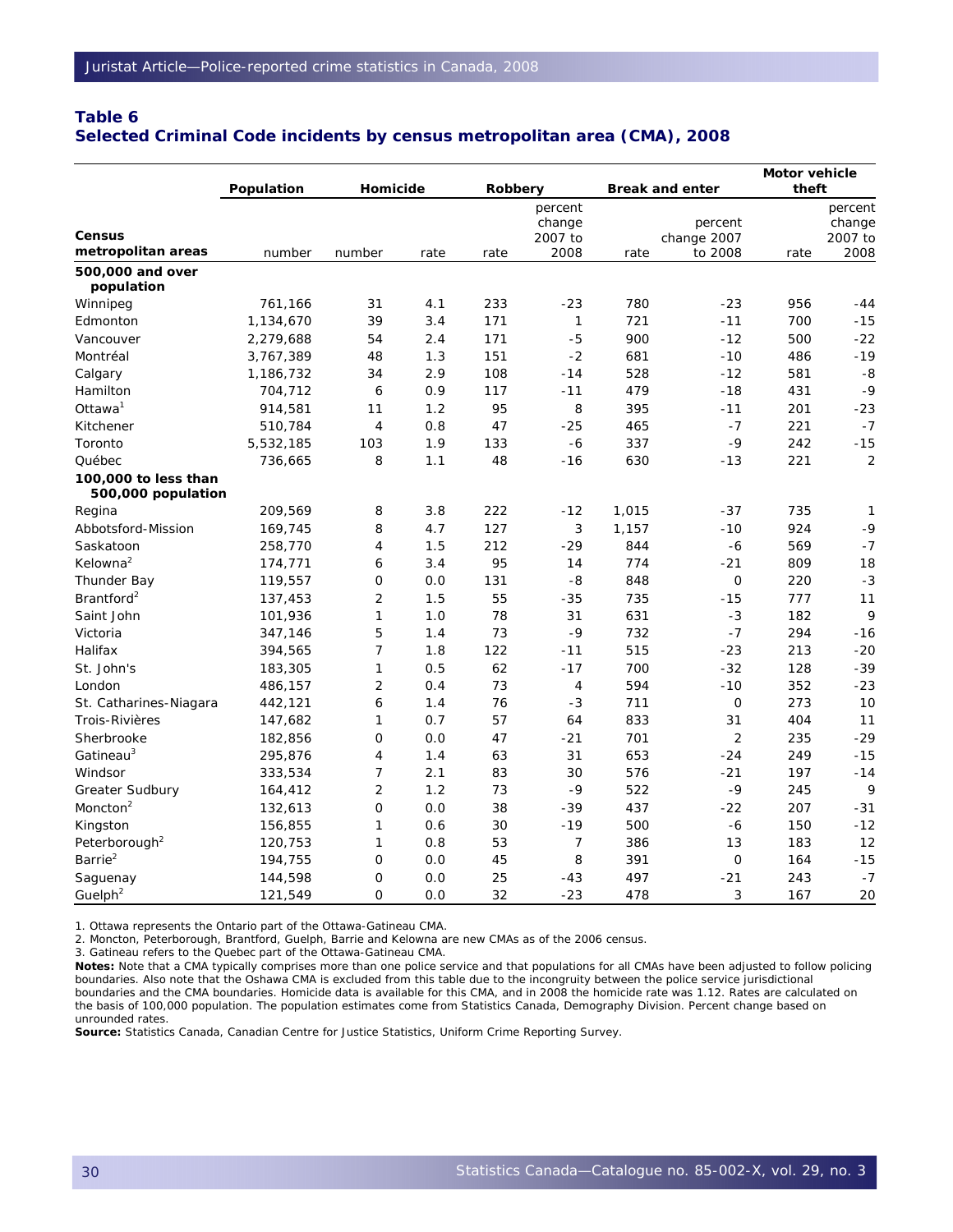## Table 6
## Selected Criminal Code incidents by census metropolitan area (CMA), 2008

| Census metropolitan areas | Population | Homicide | | Robbery | | Break and enter | | Motor vehicle theft | |
|---|---|---|---|---|---|---|---|---|---|
| | number | number | rate | rate | percent change 2007 to 2008 | rate | percent change 2007 to 2008 | rate | percent change 2007 to 2008 |
| **500,000 and over population** | | | | | | | | | |
| Winnipeg | 761,166 | 31 | 4.1 | 233 | -23 | 780 | -23 | 956 | -44 |
| Edmonton | 1,134,670 | 39 | 3.4 | 171 | 1 | 721 | -11 | 700 | -15 |
| Vancouver | 2,279,688 | 54 | 2.4 | 171 | -5 | 900 | -12 | 500 | -22 |
| Montréal | 3,767,389 | 48 | 1.3 | 151 | -2 | 681 | -10 | 486 | -19 |
| Calgary | 1,186,732 | 34 | 2.9 | 108 | -14 | 528 | -12 | 581 | -8 |
| Hamilton | 704,712 | 6 | 0.9 | 117 | -11 | 479 | -18 | 431 | -9 |
| Ottawa[1] | 914,581 | 11 | 1.2 | 95 | 8 | 395 | -11 | 201 | -23 |
| Kitchener | 510,784 | 4 | 0.8 | 47 | -25 | 465 | -7 | 221 | -7 |
| Toronto | 5,532,185 | 103 | 1.9 | 133 | -6 | 337 | -9 | 242 | -15 |
| Québec | 736,665 | 8 | 1.1 | 48 | -16 | 630 | -13 | 221 | 2 |
| **100,000 to less than 500,000 population** | | | | | | | | | |
| Regina | 209,569 | 8 | 3.8 | 222 | -12 | 1,015 | -37 | 735 | 1 |
| Abbotsford-Mission | 169,745 | 8 | 4.7 | 127 | 3 | 1,157 | -10 | 924 | -9 |
| Saskatoon | 258,770 | 4 | 1.5 | 212 | -29 | 844 | -6 | 569 | -7 |
| Kelowna[2] | 174,771 | 6 | 3.4 | 95 | 14 | 774 | -21 | 809 | 18 |
| Thunder Bay | 119,557 | 0 | 0.0 | 131 | -8 | 848 | 0 | 220 | -3 |
| Brantford[2] | 137,453 | 2 | 1.5 | 55 | -35 | 735 | -15 | 777 | 11 |
| Saint John | 101,936 | 1 | 1.0 | 78 | 31 | 631 | -3 | 182 | 9 |
| Victoria | 347,146 | 5 | 1.4 | 73 | -9 | 732 | -7 | 294 | -16 |
| Halifax | 394,565 | 7 | 1.8 | 122 | -11 | 515 | -23 | 213 | -20 |
| St. John's | 183,305 | 1 | 0.5 | 62 | -17 | 700 | -32 | 128 | -39 |
| London | 486,157 | 2 | 0.4 | 73 | 4 | 594 | -10 | 352 | -23 |
| St. Catharines-Niagara | 442,121 | 6 | 1.4 | 76 | -3 | 711 | 0 | 273 | 10 |
| Trois-Rivières | 147,682 | 1 | 0.7 | 57 | 64 | 833 | 31 | 404 | 11 |
| Sherbrooke | 182,856 | 0 | 0.0 | 47 | -21 | 701 | 2 | 235 | -29 |
| Gatineau[3] | 295,876 | 4 | 1.4 | 63 | 31 | 653 | -24 | 249 | -15 |
| Windsor | 333,534 | 7 | 2.1 | 83 | 30 | 576 | -21 | 197 | -14 |
| Greater Sudbury | 164,412 | 2 | 1.2 | 73 | -9 | 522 | -9 | 245 | 9 |
| Moncton[2] | 132,613 | 0 | 0.0 | 38 | -39 | 437 | -22 | 207 | -31 |
| Kingston | 156,855 | 1 | 0.6 | 30 | -19 | 500 | -6 | 150 | -12 |
| Peterborough[2] | 120,753 | 1 | 0.8 | 53 | 7 | 386 | 13 | 183 | 12 |
| Barrie[2] | 194,755 | 0 | 0.0 | 45 | 8 | 391 | 0 | 164 | -15 |
| Saguenay | 144,598 | 0 | 0.0 | 25 | -43 | 497 | -21 | 243 | -7 |
| Guelph[2] | 121,549 | 0 | 0.0 | 32 | -23 | 478 | 3 | 167 | 20 |

1. Ottawa represents the Ontario part of the Ottawa-Gatineau CMA.
2. Moncton, Peterborough, Brantford, Guelph, Barrie and Kelowna are new CMAs as of the 2006 census.
3. Gatineau refers to the Quebec part of the Ottawa-Gatineau CMA.

**Notes:** Note that a CMA typically comprises more than one police service and that populations for all CMAs have been adjusted to follow policing boundaries. Also note that the Oshawa CMA is excluded from this table due to the incongruity between the police service jurisdictional boundaries and the CMA boundaries. Homicide data is available for this CMA, and in 2008 the homicide rate was 1.12. Rates are calculated on the basis of 100,000 population. The population estimates come from Statistics Canada, Demography Division. Percent change based on unrounded rates.

**Source:** Statistics Canada, Canadian Centre for Justice Statistics, Uniform Crime Reporting Survey.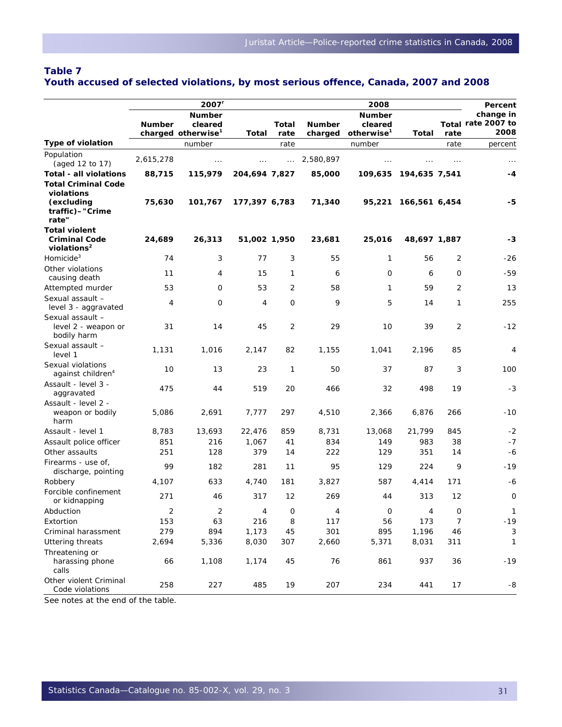## Table 7
## Youth accused of selected violations, by most serious offence, Canada, 2007 and 2008

| Type of violation | 2007[r] | | | | 2008 | | | | Percent change in rate 2007 to 2008 |
|---|---|---|---|---|---|---|---|---|---|
| | Number charged | Number cleared otherwise[1] | Total | Total rate | Number charged | Number cleared otherwise[1] | Total | Total rate | |
| | number | | | rate | number | | | rate | percent |
| Population (aged 12 to 17) | 2,615,278 | … | … | … | 2,580,897 | … | … | … | … |
| **Total - all violations** | **88,715** | **115,979** | **204,694** | **7,827** | **85,000** | **109,635** | **194,635** | **7,541** | **-4** |
| **Total Criminal Code violations (excluding traffic)–"Crime rate"** | **75,630** | **101,767** | **177,397** | **6,783** | **71,340** | **95,221** | **166,561** | **6,454** | **-5** |
| **Total violent Criminal Code violations[2]** | **24,689** | **26,313** | **51,002** | **1,950** | **23,681** | **25,016** | **48,697** | **1,887** | **-3** |
| Homicide[3] | 74 | 3 | 77 | 3 | 55 | 1 | 56 | 2 | -26 |
| Other violations causing death | 11 | 4 | 15 | 1 | 6 | 0 | 6 | 0 | -59 |
| Attempted murder | 53 | 0 | 53 | 2 | 58 | 1 | 59 | 2 | 13 |
| Sexual assault – level 3 - aggravated | 4 | 0 | 4 | 0 | 9 | 5 | 14 | 1 | 255 |
| Sexual assault – level 2 - weapon or bodily harm | 31 | 14 | 45 | 2 | 29 | 10 | 39 | 2 | -12 |
| Sexual assault – level 1 | 1,131 | 1,016 | 2,147 | 82 | 1,155 | 1,041 | 2,196 | 85 | 4 |
| Sexual violations against children[4] | 10 | 13 | 23 | 1 | 50 | 37 | 87 | 3 | 100 |
| Assault - level 3 - aggravated | 475 | 44 | 519 | 20 | 466 | 32 | 498 | 19 | -3 |
| Assault - level 2 - weapon or bodily harm | 5,086 | 2,691 | 7,777 | 297 | 4,510 | 2,366 | 6,876 | 266 | -10 |
| Assault - level 1 | 8,783 | 13,693 | 22,476 | 859 | 8,731 | 13,068 | 21,799 | 845 | -2 |
| Assault police officer | 851 | 216 | 1,067 | 41 | 834 | 149 | 983 | 38 | -7 |
| Other assaults | 251 | 128 | 379 | 14 | 222 | 129 | 351 | 14 | -6 |
| Firearms - use of, discharge, pointing | 99 | 182 | 281 | 11 | 95 | 129 | 224 | 9 | -19 |
| Robbery | 4,107 | 633 | 4,740 | 181 | 3,827 | 587 | 4,414 | 171 | -6 |
| Forcible confinement or kidnapping | 271 | 46 | 317 | 12 | 269 | 44 | 313 | 12 | 0 |
| Abduction | 2 | 2 | 4 | 0 | 4 | 0 | 4 | 0 | 1 |
| Extortion | 153 | 63 | 216 | 8 | 117 | 56 | 173 | 7 | -19 |
| Criminal harassment | 279 | 894 | 1,173 | 45 | 301 | 895 | 1,196 | 46 | 3 |
| Uttering threats | 2,694 | 5,336 | 8,030 | 307 | 2,660 | 5,371 | 8,031 | 311 | 1 |
| Threatening or harassing phone calls | 66 | 1,108 | 1,174 | 45 | 76 | 861 | 937 | 36 | -19 |
| Other violent Criminal Code violations | 258 | 227 | 485 | 19 | 207 | 234 | 441 | 17 | -8 |

See notes at the end of the table.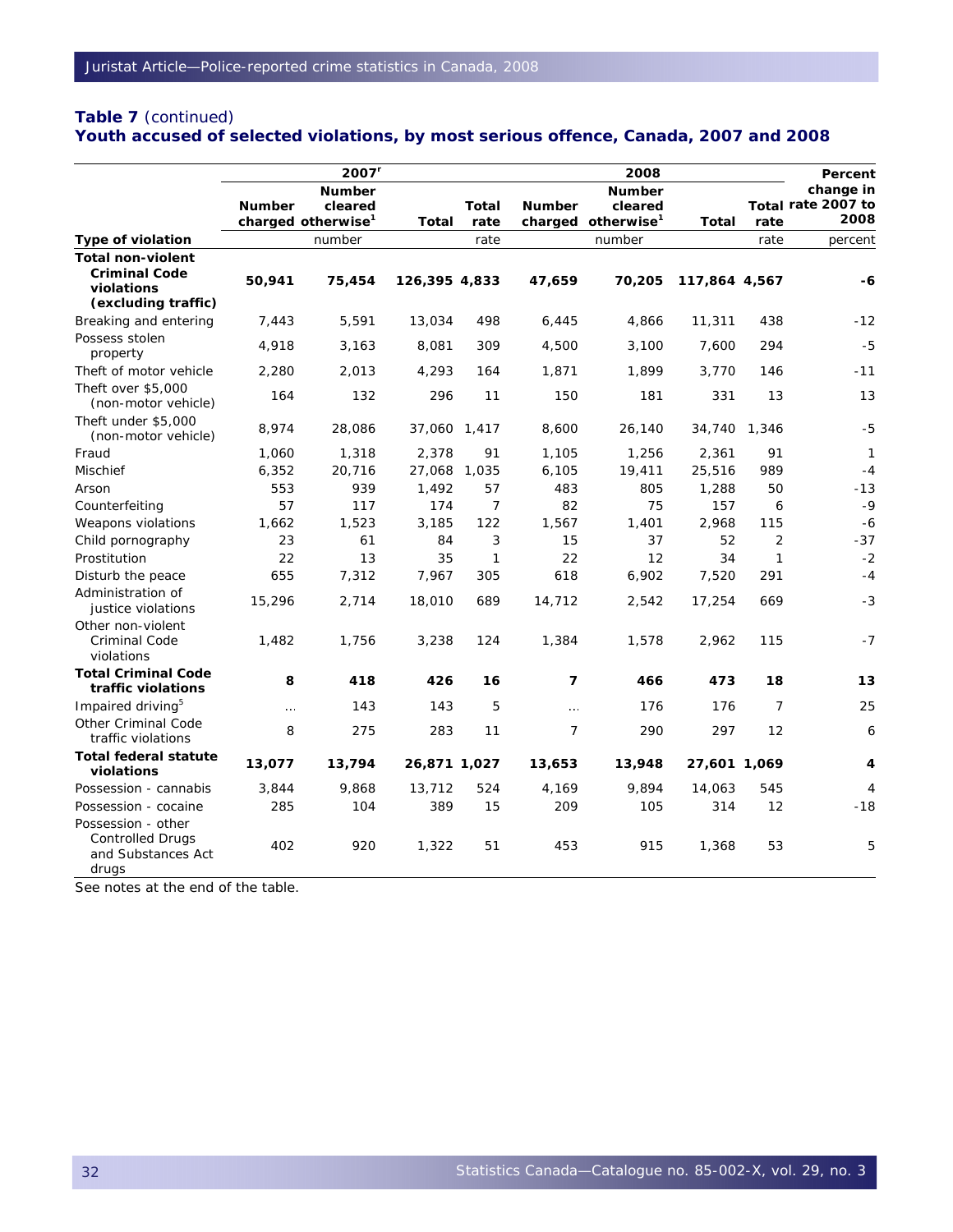**Table 7** *(continued)*
**Youth accused of selected violations, by most serious offence, Canada, 2007 and 2008**

| Type of violation | 2007[r] | | | | 2008 | | | | Percent change in rate 2007 to 2008 |
|---|---|---|---|---|---|---|---|---|---|
| | Number charged | Number cleared otherwise[1] | Total | Total rate | Number charged | Number cleared otherwise[1] | Total | Total rate | |
| | number | | | rate | number | | | rate | percent |
| **Total non-violent Criminal Code violations (excluding traffic)** | **50,941** | **75,454** | **126,395** | **4,833** | **47,659** | **70,205** | **117,864** | **4,567** | **-6** |
| Breaking and entering | 7,443 | 5,591 | 13,034 | 498 | 6,445 | 4,866 | 11,311 | 438 | -12 |
| Possess stolen property | 4,918 | 3,163 | 8,081 | 309 | 4,500 | 3,100 | 7,600 | 294 | -5 |
| Theft of motor vehicle | 2,280 | 2,013 | 4,293 | 164 | 1,871 | 1,899 | 3,770 | 146 | -11 |
| Theft over $5,000 (non-motor vehicle) | 164 | 132 | 296 | 11 | 150 | 181 | 331 | 13 | 13 |
| Theft under $5,000 (non-motor vehicle) | 8,974 | 28,086 | 37,060 | 1,417 | 8,600 | 26,140 | 34,740 | 1,346 | -5 |
| Fraud | 1,060 | 1,318 | 2,378 | 91 | 1,105 | 1,256 | 2,361 | 91 | 1 |
| Mischief | 6,352 | 20,716 | 27,068 | 1,035 | 6,105 | 19,411 | 25,516 | 989 | -4 |
| Arson | 553 | 939 | 1,492 | 57 | 483 | 805 | 1,288 | 50 | -13 |
| Counterfeiting | 57 | 117 | 174 | 7 | 82 | 75 | 157 | 6 | -9 |
| Weapons violations | 1,662 | 1,523 | 3,185 | 122 | 1,567 | 1,401 | 2,968 | 115 | -6 |
| Child pornography | 23 | 61 | 84 | 3 | 15 | 37 | 52 | 2 | -37 |
| Prostitution | 22 | 13 | 35 | 1 | 22 | 12 | 34 | 1 | -2 |
| Disturb the peace | 655 | 7,312 | 7,967 | 305 | 618 | 6,902 | 7,520 | 291 | -4 |
| Administration of justice violations | 15,296 | 2,714 | 18,010 | 689 | 14,712 | 2,542 | 17,254 | 669 | -3 |
| Other non-violent Criminal Code violations | 1,482 | 1,756 | 3,238 | 124 | 1,384 | 1,578 | 2,962 | 115 | -7 |
| **Total Criminal Code traffic violations** | **8** | **418** | **426** | **16** | **7** | **466** | **473** | **18** | **13** |
| Impaired driving[5] | ... | 143 | 143 | 5 | ... | 176 | 176 | 7 | 25 |
| Other Criminal Code traffic violations | 8 | 275 | 283 | 11 | 7 | 290 | 297 | 12 | 6 |
| **Total federal statute violations** | **13,077** | **13,794** | **26,871** | **1,027** | **13,653** | **13,948** | **27,601** | **1,069** | **4** |
| Possession - cannabis | 3,844 | 9,868 | 13,712 | 524 | 4,169 | 9,894 | 14,063 | 545 | 4 |
| Possession - cocaine | 285 | 104 | 389 | 15 | 209 | 105 | 314 | 12 | -18 |
| Possession - other Controlled Drugs and Substances Act drugs | 402 | 920 | 1,322 | 51 | 453 | 915 | 1,368 | 53 | 5 |

See notes at the end of the table.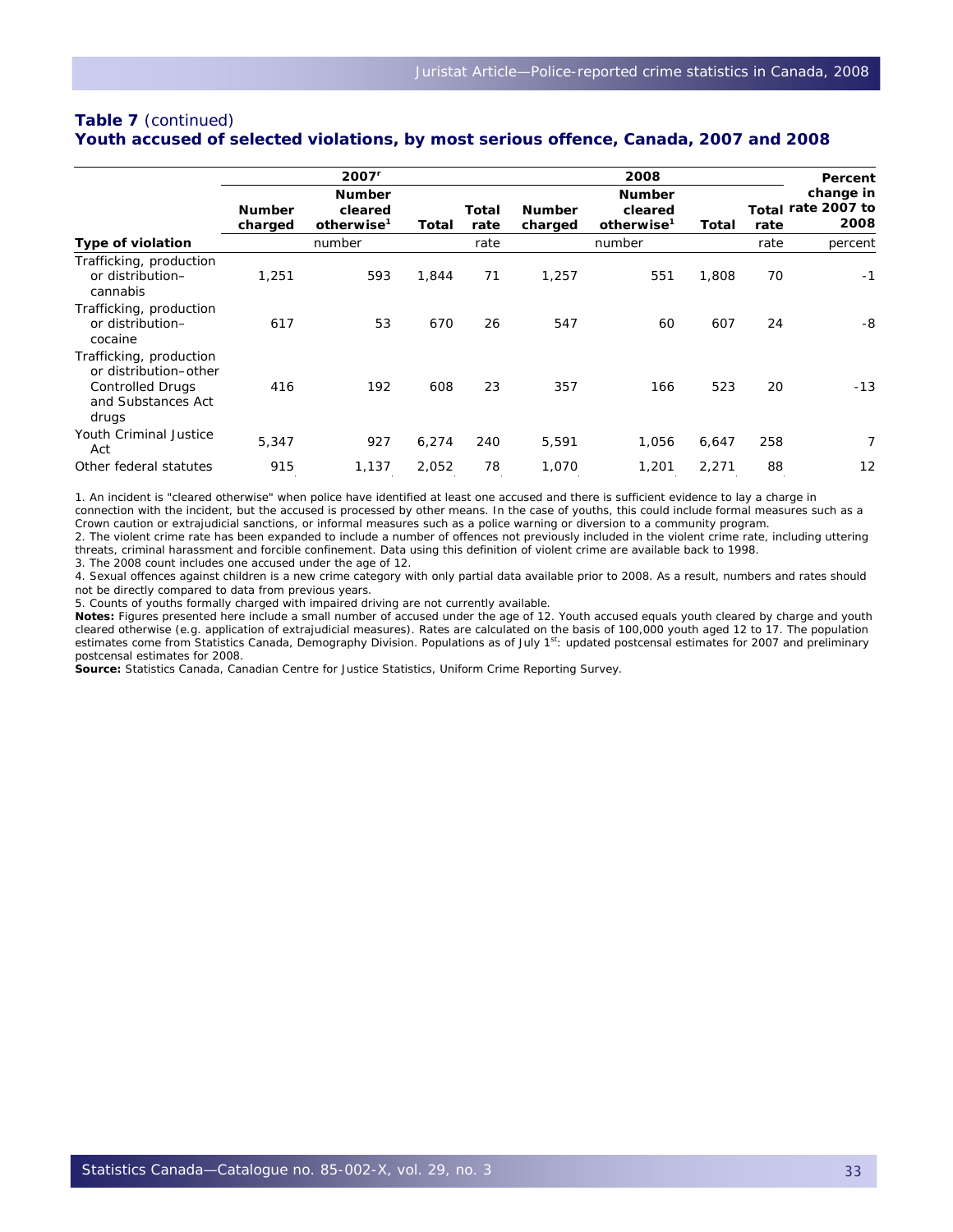**Table 7** *(continued)*
**Youth accused of selected violations, by most serious offence, Canada, 2007 and 2008**

| Type of violation | 2007[r] Number charged | 2007[r] Number cleared otherwise[1] | 2007[r] Total | 2007[r] Total rate | 2008 Number charged | 2008 Number cleared otherwise[1] | 2008 Total | 2008 Total rate | Percent change in rate 2007 to 2008 |
|---|---|---|---|---|---|---|---|---|---|
| | number | | | rate | number | | | rate | percent |
| Trafficking, production or distribution–cannabis | 1,251 | 593 | 1,844 | 71 | 1,257 | 551 | 1,808 | 70 | -1 |
| Trafficking, production or distribution–cocaine | 617 | 53 | 670 | 26 | 547 | 60 | 607 | 24 | -8 |
| Trafficking, production or distribution–other Controlled Drugs and Substances Act drugs | 416 | 192 | 608 | 23 | 357 | 166 | 523 | 20 | -13 |
| Youth Criminal Justice Act | 5,347 | 927 | 6,274 | 240 | 5,591 | 1,056 | 6,647 | 258 | 7 |
| Other federal statutes | 915 | 1,137 | 2,052 | 78 | 1,070 | 1,201 | 2,271 | 88 | 12 |

1. An incident is "cleared otherwise" when police have identified at least one accused and there is sufficient evidence to lay a charge in connection with the incident, but the accused is processed by other means. In the case of youths, this could include formal measures such as a Crown caution or extrajudicial sanctions, or informal measures such as a police warning or diversion to a community program.
2. The violent crime rate has been expanded to include a number of offences not previously included in the violent crime rate, including uttering threats, criminal harassment and forcible confinement. Data using this definition of violent crime are available back to 1998.
3. The 2008 count includes one accused under the age of 12.
4. Sexual offences against children is a new crime category with only partial data available prior to 2008. As a result, numbers and rates should not be directly compared to data from previous years.
5. Counts of youths formally charged with impaired driving are not currently available.

**Notes:** Figures presented here include a small number of accused under the age of 12. Youth accused equals youth cleared by charge and youth cleared otherwise (e.g. application of extrajudicial measures). Rates are calculated on the basis of 100,000 youth aged 12 to 17. The population estimates come from Statistics Canada, Demography Division. Populations as of July 1st: updated postcensal estimates for 2007 and preliminary postcensal estimates for 2008.

**Source:** Statistics Canada, Canadian Centre for Justice Statistics, Uniform Crime Reporting Survey.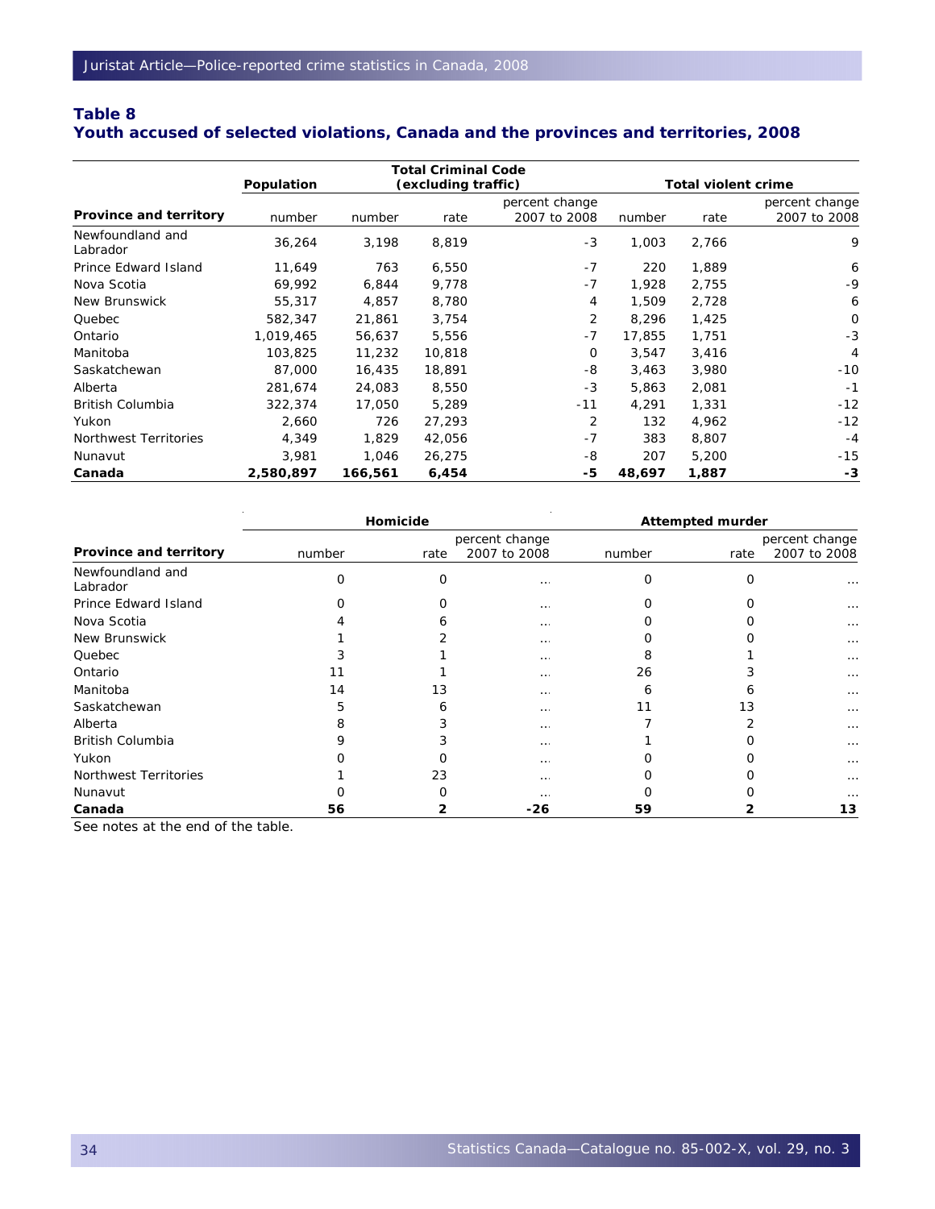## Table 8
## Youth accused of selected violations, Canada and the provinces and territories, 2008

| Province and territory | Population | Total Criminal Code (excluding traffic) | | | Total violent crime | | |
|---|---|---|---|---|---|---|---|
| | number | number | rate | percent change 2007 to 2008 | number | rate | percent change 2007 to 2008 |
| Newfoundland and Labrador | 36,264 | 3,198 | 8,819 | -3 | 1,003 | 2,766 | 9 |
| Prince Edward Island | 11,649 | 763 | 6,550 | -7 | 220 | 1,889 | 6 |
| Nova Scotia | 69,992 | 6,844 | 9,778 | -7 | 1,928 | 2,755 | -9 |
| New Brunswick | 55,317 | 4,857 | 8,780 | 4 | 1,509 | 2,728 | 6 |
| Quebec | 582,347 | 21,861 | 3,754 | 2 | 8,296 | 1,425 | 0 |
| Ontario | 1,019,465 | 56,637 | 5,556 | -7 | 17,855 | 1,751 | -3 |
| Manitoba | 103,825 | 11,232 | 10,818 | 0 | 3,547 | 3,416 | 4 |
| Saskatchewan | 87,000 | 16,435 | 18,891 | -8 | 3,463 | 3,980 | -10 |
| Alberta | 281,674 | 24,083 | 8,550 | -3 | 5,863 | 2,081 | -1 |
| British Columbia | 322,374 | 17,050 | 5,289 | -11 | 4,291 | 1,331 | -12 |
| Yukon | 2,660 | 726 | 27,293 | 2 | 132 | 4,962 | -12 |
| Northwest Territories | 4,349 | 1,829 | 42,056 | -7 | 383 | 8,807 | -4 |
| Nunavut | 3,981 | 1,046 | 26,275 | -8 | 207 | 5,200 | -15 |
| **Canada** | **2,580,897** | **166,561** | **6,454** | **-5** | **48,697** | **1,887** | **-3** |

| Province and territory | Homicide | | | Attempted murder | | |
|---|---|---|---|---|---|---|
| | number | rate | percent change 2007 to 2008 | number | rate | percent change 2007 to 2008 |
| Newfoundland and Labrador | 0 | 0 | ... | 0 | 0 | ... |
| Prince Edward Island | 0 | 0 | ... | 0 | 0 | ... |
| Nova Scotia | 4 | 6 | ... | 0 | 0 | ... |
| New Brunswick | 1 | 2 | ... | 0 | 0 | ... |
| Quebec | 3 | 1 | ... | 8 | 1 | ... |
| Ontario | 11 | 1 | ... | 26 | 3 | ... |
| Manitoba | 14 | 13 | ... | 6 | 6 | ... |
| Saskatchewan | 5 | 6 | ... | 11 | 13 | ... |
| Alberta | 8 | 3 | ... | 7 | 2 | ... |
| British Columbia | 9 | 3 | ... | 1 | 0 | ... |
| Yukon | 0 | 0 | ... | 0 | 0 | ... |
| Northwest Territories | 1 | 23 | ... | 0 | 0 | ... |
| Nunavut | 0 | 0 | ... | 0 | 0 | ... |
| **Canada** | **56** | **2** | **-26** | **59** | **2** | **13** |

See notes at the end of the table.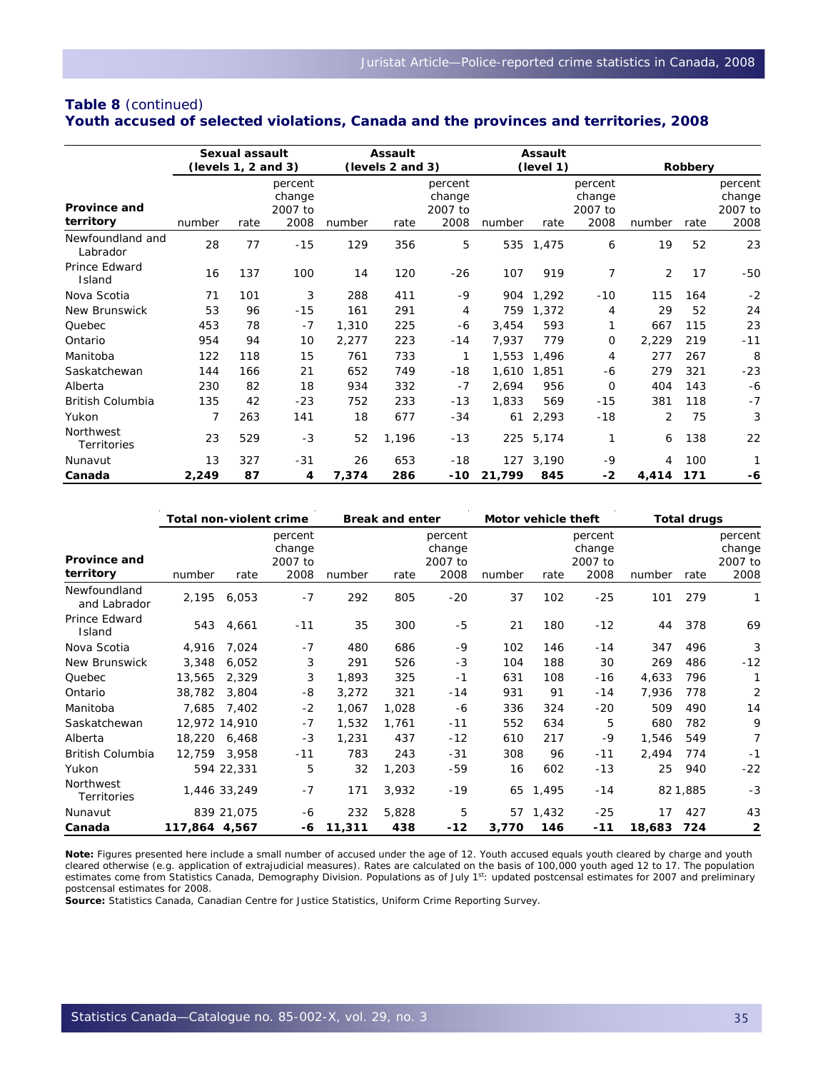**Table 8** *(continued)*
**Youth accused of selected violations, Canada and the provinces and territories, 2008**

| Province and territory | Sexual assault (levels 1, 2 and 3) | | | Assault (levels 2 and 3) | | | Assault (level 1) | | | Robbery | | |
|---|---|---|---|---|---|---|---|---|---|---|---|---|
| | number | rate | percent change 2007 to 2008 | number | rate | percent change 2007 to 2008 | number | rate | percent change 2007 to 2008 | number | rate | percent change 2007 to 2008 |
| Newfoundland and Labrador | 28 | 77 | -15 | 129 | 356 | 5 | 535 | 1,475 | 6 | 19 | 52 | 23 |
| Prince Edward Island | 16 | 137 | 100 | 14 | 120 | -26 | 107 | 919 | 7 | 2 | 17 | -50 |
| Nova Scotia | 71 | 101 | 3 | 288 | 411 | -9 | 904 | 1,292 | -10 | 115 | 164 | -2 |
| New Brunswick | 53 | 96 | -15 | 161 | 291 | 4 | 759 | 1,372 | 4 | 29 | 52 | 24 |
| Quebec | 453 | 78 | -7 | 1,310 | 225 | -6 | 3,454 | 593 | 1 | 667 | 115 | 23 |
| Ontario | 954 | 94 | 10 | 2,277 | 223 | -14 | 7,937 | 779 | 0 | 2,229 | 219 | -11 |
| Manitoba | 122 | 118 | 15 | 761 | 733 | 1 | 1,553 | 1,496 | 4 | 277 | 267 | 8 |
| Saskatchewan | 144 | 166 | 21 | 652 | 749 | -18 | 1,610 | 1,851 | -6 | 279 | 321 | -23 |
| Alberta | 230 | 82 | 18 | 934 | 332 | -7 | 2,694 | 956 | 0 | 404 | 143 | -6 |
| British Columbia | 135 | 42 | -23 | 752 | 233 | -13 | 1,833 | 569 | -15 | 381 | 118 | -7 |
| Yukon | 7 | 263 | 141 | 18 | 677 | -34 | 61 | 2,293 | -18 | 2 | 75 | 3 |
| Northwest Territories | 23 | 529 | -3 | 52 | 1,196 | -13 | 225 | 5,174 | 1 | 6 | 138 | 22 |
| Nunavut | 13 | 327 | -31 | 26 | 653 | -18 | 127 | 3,190 | -9 | 4 | 100 | 1 |
| **Canada** | **2,249** | **87** | **4** | **7,374** | **286** | **-10** | **21,799** | **845** | **-2** | **4,414** | **171** | **-6** |

| Province and territory | Total non-violent crime | | | Break and enter | | | Motor vehicle theft | | | Total drugs | | |
|---|---|---|---|---|---|---|---|---|---|---|---|---|
| | number | rate | percent change 2007 to 2008 | number | rate | percent change 2007 to 2008 | number | rate | percent change 2007 to 2008 | number | rate | percent change 2007 to 2008 |
| Newfoundland and Labrador | 2,195 | 6,053 | -7 | 292 | 805 | -20 | 37 | 102 | -25 | 101 | 279 | 1 |
| Prince Edward Island | 543 | 4,661 | -11 | 35 | 300 | -5 | 21 | 180 | -12 | 44 | 378 | 69 |
| Nova Scotia | 4,916 | 7,024 | -7 | 480 | 686 | -9 | 102 | 146 | -14 | 347 | 496 | 3 |
| New Brunswick | 3,348 | 6,052 | 3 | 291 | 526 | -3 | 104 | 188 | 30 | 269 | 486 | -12 |
| Quebec | 13,565 | 2,329 | 3 | 1,893 | 325 | -1 | 631 | 108 | -16 | 4,633 | 796 | 1 |
| Ontario | 38,782 | 3,804 | -8 | 3,272 | 321 | -14 | 931 | 91 | -14 | 7,936 | 778 | 2 |
| Manitoba | 7,685 | 7,402 | -2 | 1,067 | 1,028 | -6 | 336 | 324 | -20 | 509 | 490 | 14 |
| Saskatchewan | 12,972 | 14,910 | -7 | 1,532 | 1,761 | -11 | 552 | 634 | 5 | 680 | 782 | 9 |
| Alberta | 18,220 | 6,468 | -3 | 1,231 | 437 | -12 | 610 | 217 | -9 | 1,546 | 549 | 7 |
| British Columbia | 12,759 | 3,958 | -11 | 783 | 243 | -31 | 308 | 96 | -11 | 2,494 | 774 | -1 |
| Yukon | 594 | 22,331 | 5 | 32 | 1,203 | -59 | 16 | 602 | -13 | 25 | 940 | -22 |
| Northwest Territories | 1,446 | 33,249 | -7 | 171 | 3,932 | -19 | 65 | 1,495 | -14 | 82 | 1,885 | -3 |
| Nunavut | 839 | 21,075 | -6 | 232 | 5,828 | 5 | 57 | 1,432 | -25 | 17 | 427 | 43 |
| **Canada** | **117,864** | **4,567** | **-6** | **11,311** | **438** | **-12** | **3,770** | **146** | **-11** | **18,683** | **724** | **2** |

**Note:** Figures presented here include a small number of accused under the age of 12. Youth accused equals youth cleared by charge and youth cleared otherwise (e.g. application of extrajudicial measures). Rates are calculated on the basis of 100,000 youth aged 12 to 17. The population estimates come from Statistics Canada, Demography Division. Populations as of July 1st: updated postcensal estimates for 2007 and preliminary postcensal estimates for 2008.
**Source:** Statistics Canada, Canadian Centre for Justice Statistics, Uniform Crime Reporting Survey.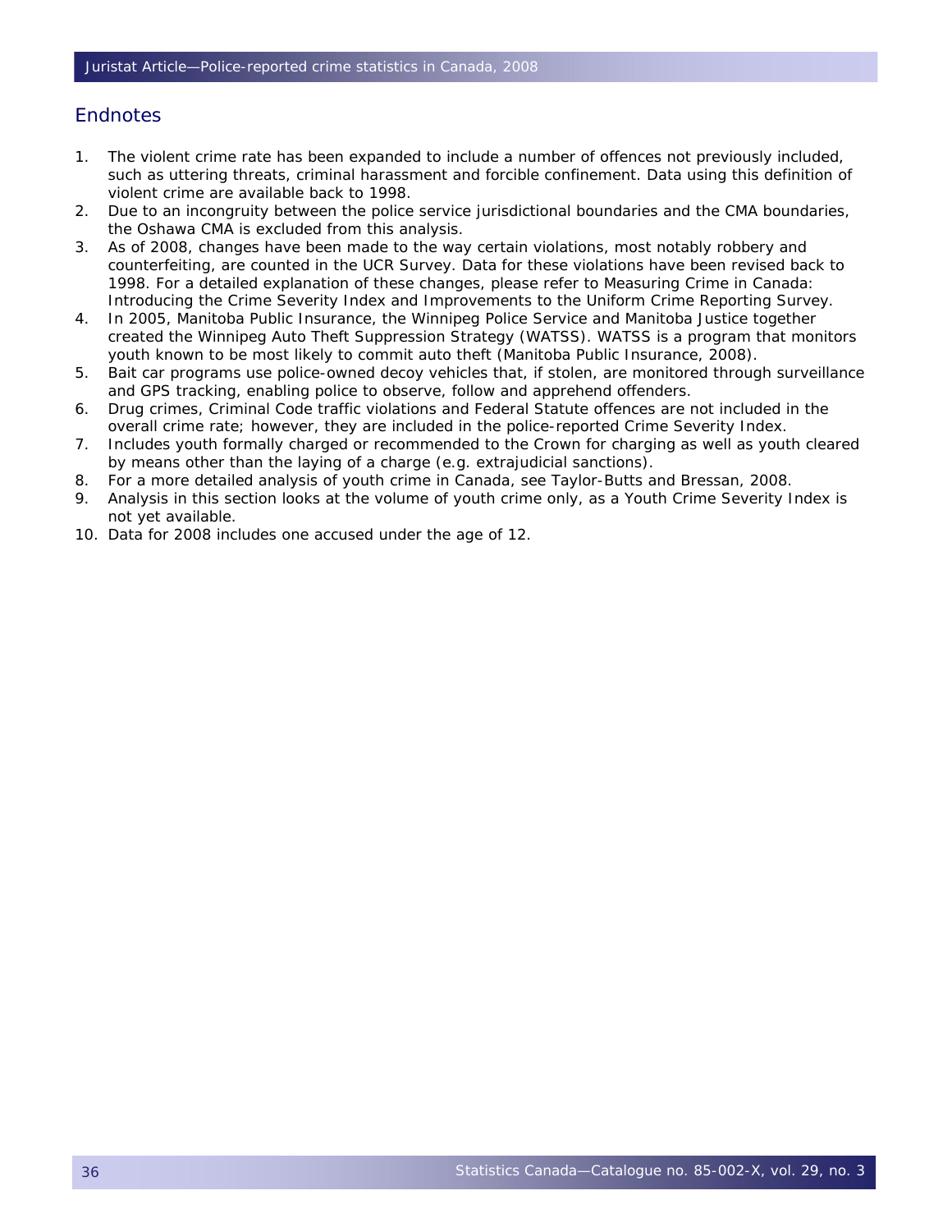## Endnotes

1. The violent crime rate has been expanded to include a number of offences not previously included, such as uttering threats, criminal harassment and forcible confinement. Data using this definition of violent crime are available back to 1998.
2. Due to an incongruity between the police service jurisdictional boundaries and the CMA boundaries, the Oshawa CMA is excluded from this analysis.
3. As of 2008, changes have been made to the way certain violations, most notably robbery and counterfeiting, are counted in the UCR Survey. Data for these violations have been revised back to 1998. For a detailed explanation of these changes, please refer to Measuring Crime in Canada: Introducing the Crime Severity Index and Improvements to the Uniform Crime Reporting Survey.
4. In 2005, Manitoba Public Insurance, the Winnipeg Police Service and Manitoba Justice together created the Winnipeg Auto Theft Suppression Strategy (WATSS). WATSS is a program that monitors youth known to be most likely to commit auto theft (Manitoba Public Insurance, 2008).
5. Bait car programs use police-owned decoy vehicles that, if stolen, are monitored through surveillance and GPS tracking, enabling police to observe, follow and apprehend offenders.
6. Drug crimes, Criminal Code traffic violations and Federal Statute offences are not included in the overall crime rate; however, they are included in the police-reported Crime Severity Index.
7. Includes youth formally charged or recommended to the Crown for charging as well as youth cleared by means other than the laying of a charge (e.g. extrajudicial sanctions).
8. For a more detailed analysis of youth crime in Canada, see Taylor-Butts and Bressan, 2008.
9. Analysis in this section looks at the volume of youth crime only, as a Youth Crime Severity Index is not yet available.
10. Data for 2008 includes one accused under the age of 12.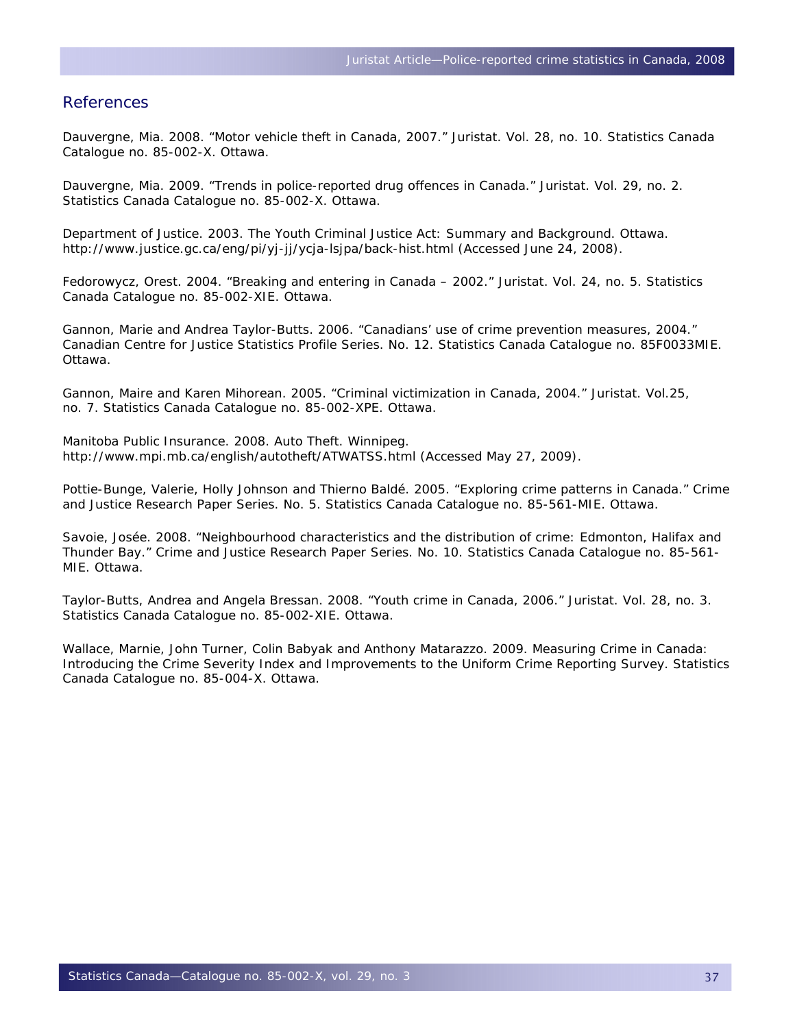## References

Dauvergne, Mia. 2008. “Motor vehicle theft in Canada, 2007.” Juristat. Vol. 28, no. 10. Statistics Canada Catalogue no. 85-002-X. Ottawa.

Dauvergne, Mia. 2009. “Trends in police-reported drug offences in Canada.” Juristat. Vol. 29, no. 2. Statistics Canada Catalogue no. 85-002-X. Ottawa.

Department of Justice. 2003. The Youth Criminal Justice Act: Summary and Background. Ottawa. http://www.justice.gc.ca/eng/pi/yj-jj/ycja-lsjpa/back-hist.html (Accessed June 24, 2008).

Fedorowycz, Orest. 2004. “Breaking and entering in Canada – 2002.” Juristat. Vol. 24, no. 5. Statistics Canada Catalogue no. 85-002-XIE. Ottawa.

Gannon, Marie and Andrea Taylor-Butts. 2006. “Canadians’ use of crime prevention measures, 2004.” Canadian Centre for Justice Statistics Profile Series. No. 12. Statistics Canada Catalogue no. 85F0033MIE. Ottawa.

Gannon, Maire and Karen Mihorean. 2005. “Criminal victimization in Canada, 2004.” Juristat. Vol.25, no. 7. Statistics Canada Catalogue no. 85-002-XPE. Ottawa.

Manitoba Public Insurance. 2008. Auto Theft. Winnipeg. http://www.mpi.mb.ca/english/autotheft/ATWATSS.html (Accessed May 27, 2009).

Pottie-Bunge, Valerie, Holly Johnson and Thierno Baldé. 2005. “Exploring crime patterns in Canada.” Crime and Justice Research Paper Series. No. 5. Statistics Canada Catalogue no. 85-561-MIE. Ottawa.

Savoie, Josée. 2008. “Neighbourhood characteristics and the distribution of crime: Edmonton, Halifax and Thunder Bay.” Crime and Justice Research Paper Series. No. 10. Statistics Canada Catalogue no. 85-561-MIE. Ottawa.

Taylor-Butts, Andrea and Angela Bressan. 2008. “Youth crime in Canada, 2006.” Juristat. Vol. 28, no. 3. Statistics Canada Catalogue no. 85-002-XIE. Ottawa.

Wallace, Marnie, John Turner, Colin Babyak and Anthony Matarazzo. 2009. Measuring Crime in Canada: Introducing the Crime Severity Index and Improvements to the Uniform Crime Reporting Survey. Statistics Canada Catalogue no. 85-004-X. Ottawa.